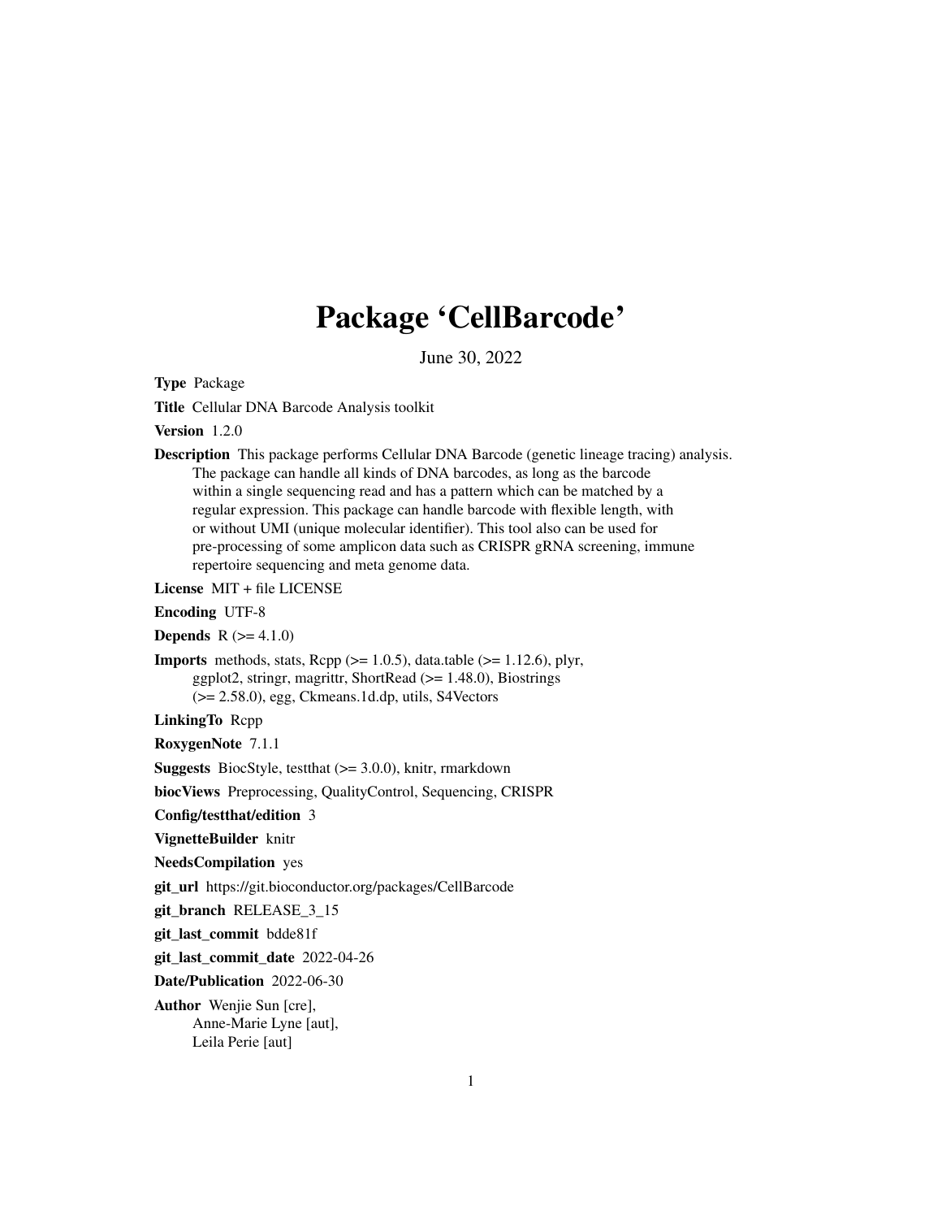# Package 'CellBarcode'

June 30, 2022

**Type** Package

**Title** Cellular DNA Barcode Analysis toolkit

**Version** 1.2.0

**Description** This package performs Cellular DNA Barcode (genetic lineage tracing) analysis. The package can handle all kinds of DNA barcodes, as long as the barcode within a single sequencing read and has a pattern which can be matched by a regular expression. This package can handle barcode with flexible length, with or without UMI (unique molecular identifier). This tool also can be used for pre-processing of some amplicon data such as CRISPR gRNA screening, immune repertoire sequencing and meta genome data.

**License** MIT + file LICENSE

**Encoding** UTF-8

**Depends** R (>= 4.1.0)

**Imports** methods, stats, Rcpp (>= 1.0.5), data.table (>= 1.12.6), plyr, ggplot2, stringr, magrittr, ShortRead (>= 1.48.0), Biostrings (>= 2.58.0), egg, Ckmeans.1d.dp, utils, S4Vectors

**LinkingTo** Rcpp

**RoxygenNote** 7.1.1

**Suggests** BiocStyle, testthat (>= 3.0.0), knitr, rmarkdown

**biocViews** Preprocessing, QualityControl, Sequencing, CRISPR

**Config/testthat/edition** 3

**VignetteBuilder** knitr

**NeedsCompilation** yes

**git_url** https://git.bioconductor.org/packages/CellBarcode

**git_branch** RELEASE_3_15

**git_last_commit** bdde81f

**git_last_commit_date** 2022-04-26

**Date/Publication** 2022-06-30

**Author** Wenjie Sun [cre],
Anne-Marie Lyne [aut],
Leila Perie [aut]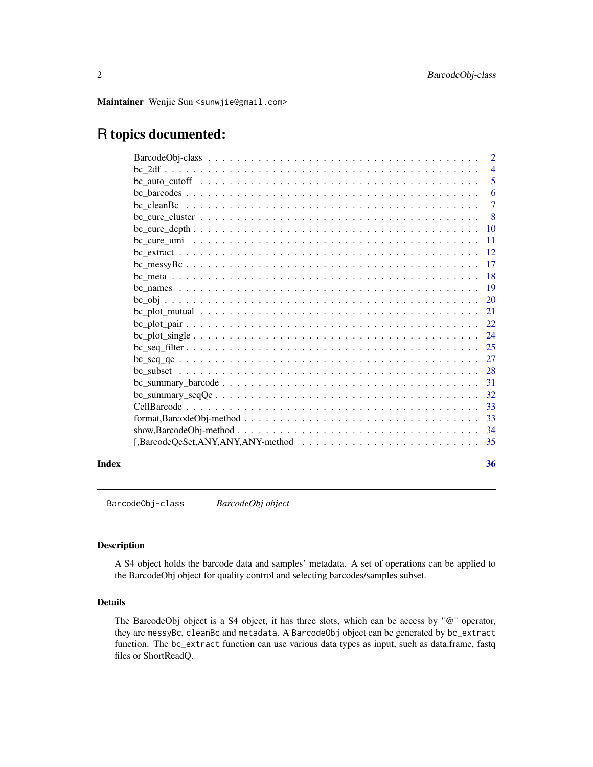**Maintainer** Wenjie Sun <sunwjie@gmail.com>

# R topics documented:

| | |
|---|---|
| BarcodeObj-class | 2 |
| bc_2df | 4 |
| bc_auto_cutoff | 5 |
| bc_barcodes | 6 |
| bc_cleanBc | 7 |
| bc_cure_cluster | 8 |
| bc_cure_depth | 10 |
| bc_cure_umi | 11 |
| bc_extract | 12 |
| bc_messyBc | 17 |
| bc_meta | 18 |
| bc_names | 19 |
| bc_obj | 20 |
| bc_plot_mutual | 21 |
| bc_plot_pair | 22 |
| bc_plot_single | 24 |
| bc_seq_filter | 25 |
| bc_seq_qc | 27 |
| bc_subset | 28 |
| bc_summary_barcode | 31 |
| bc_summary_seqQc | 32 |
| CellBarcode | 33 |
| format,BarcodeObj-method | 33 |
| show,BarcodeObj-method | 34 |
| [,BarcodeQcSet,ANY,ANY,ANY-method | 35 |

**Index** 36

---

`BarcodeObj-class` *BarcodeObj object*

---

## Description

A S4 object holds the barcode data and samples' metadata. A set of operations can be applied to the BarcodeObj object for quality control and selecting barcodes/samples subset.

## Details

The BarcodeObj object is a S4 object, it has three slots, which can be access by "@" operator, they are `messyBc`, `cleanBc` and `metadata`. A `BarcodeObj` object can be generated by `bc_extract` function. The `bc_extract` function can use various data types as input, such as data.frame, fastq files or ShortReadQ.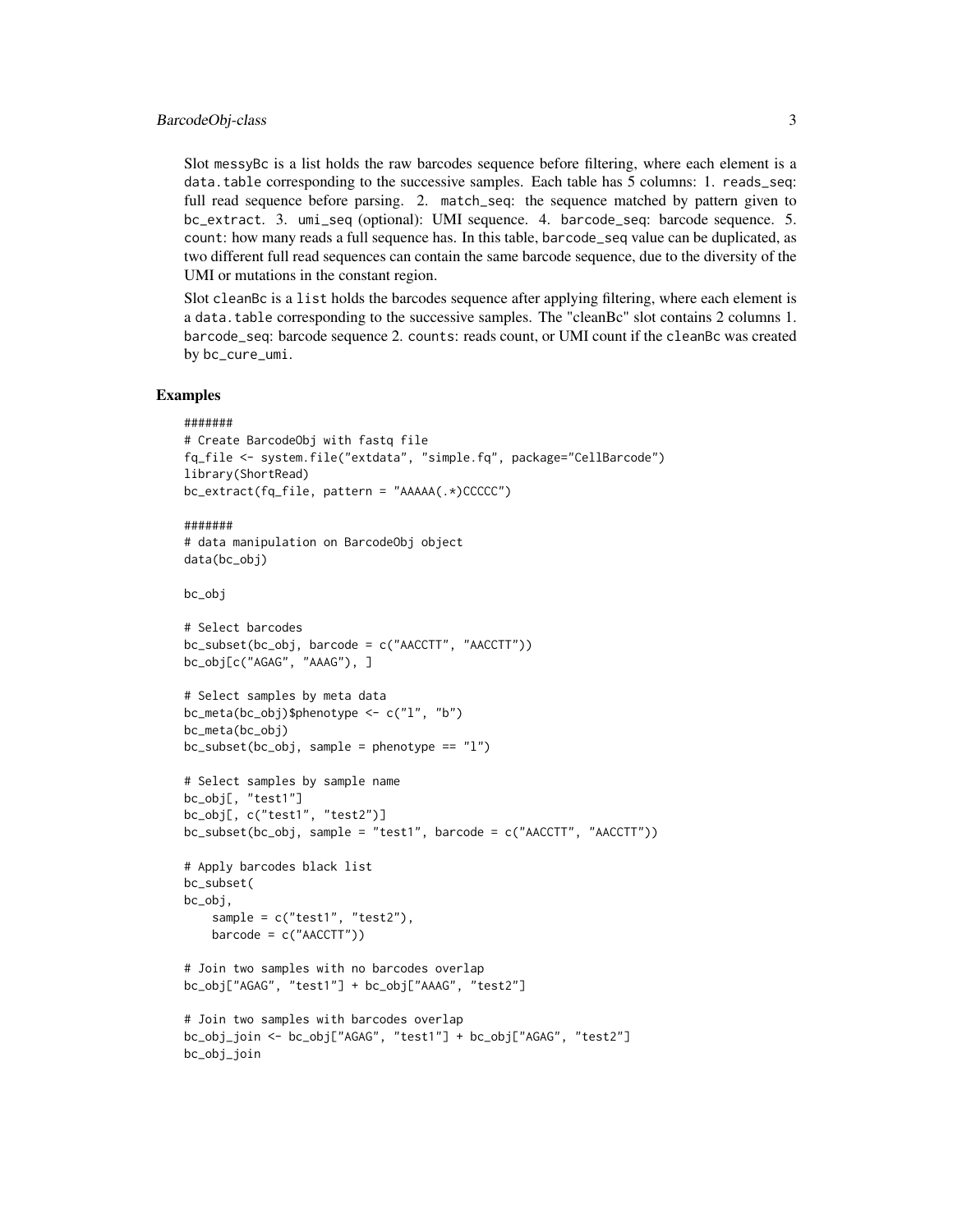Slot messyBc is a list holds the raw barcodes sequence before filtering, where each element is a data.table corresponding to the successive samples. Each table has 5 columns: 1. reads_seq: full read sequence before parsing. 2. match_seq: the sequence matched by pattern given to bc_extract. 3. umi_seq (optional): UMI sequence. 4. barcode_seq: barcode sequence. 5. count: how many reads a full sequence has. In this table, barcode_seq value can be duplicated, as two different full read sequences can contain the same barcode sequence, due to the diversity of the UMI or mutations in the constant region.

Slot cleanBc is a list holds the barcodes sequence after applying filtering, where each element is a data.table corresponding to the successive samples. The "cleanBc" slot contains 2 columns 1. barcode_seq: barcode sequence 2. counts: reads count, or UMI count if the cleanBc was created by bc_cure_umi.

## Examples

```
#######
# Create BarcodeObj with fastq file
fq_file <- system.file("extdata", "simple.fq", package="CellBarcode")
library(ShortRead)
bc_extract(fq_file, pattern = "AAAAA(.*)CCCCC")

#######
# data manipulation on BarcodeObj object
data(bc_obj)

bc_obj

# Select barcodes
bc_subset(bc_obj, barcode = c("AACCTT", "AACCTT"))
bc_obj[c("AGAG", "AAAG"), ]

# Select samples by meta data
bc_meta(bc_obj)$phenotype <- c("l", "b")
bc_meta(bc_obj)
bc_subset(bc_obj, sample = phenotype == "l")

# Select samples by sample name
bc_obj[, "test1"]
bc_obj[, c("test1", "test2")]
bc_subset(bc_obj, sample = "test1", barcode = c("AACCTT", "AACCTT"))

# Apply barcodes black list
bc_subset(
bc_obj,
    sample = c("test1", "test2"),
    barcode = c("AACCTT"))

# Join two samples with no barcodes overlap
bc_obj["AGAG", "test1"] + bc_obj["AAAG", "test2"]

# Join two samples with barcodes overlap
bc_obj_join <- bc_obj["AGAG", "test1"] + bc_obj["AGAG", "test2"]
bc_obj_join
```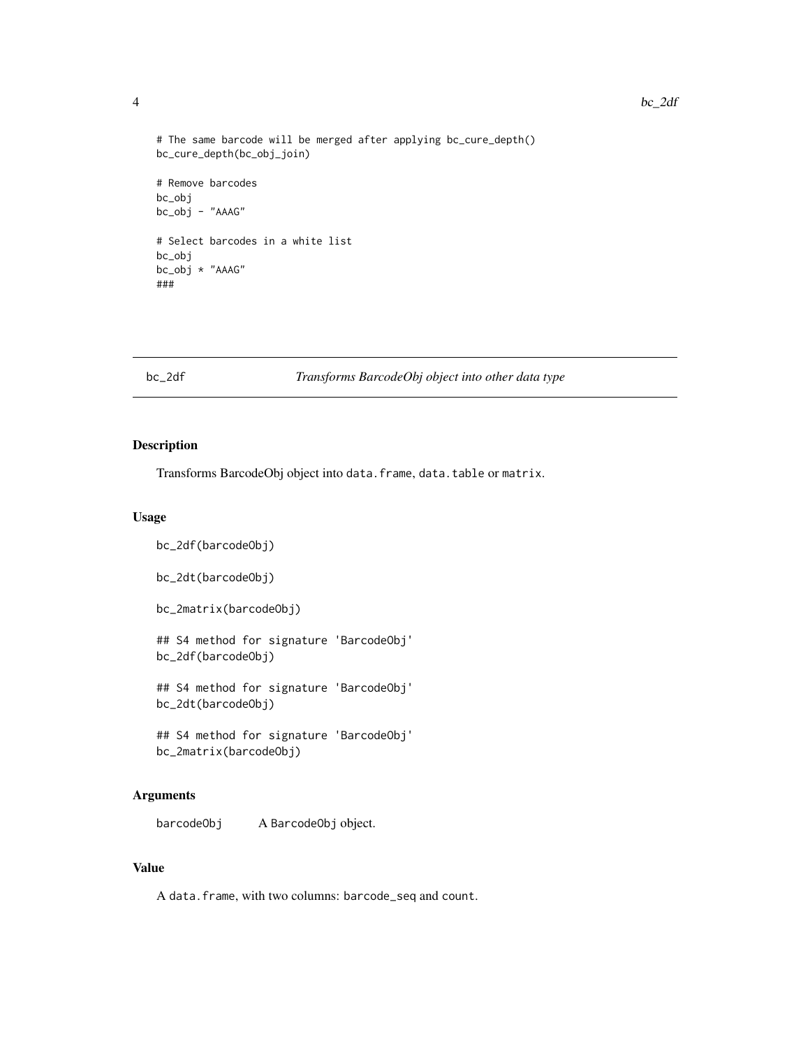```
# The same barcode will be merged after applying bc_cure_depth()
bc_cure_depth(bc_obj_join)

# Remove barcodes
bc_obj
bc_obj - "AAAG"

# Select barcodes in a white list
bc_obj
bc_obj * "AAAG"
###
```

## bc_2df — *Transforms BarcodeObj object into other data type*

### Description

Transforms BarcodeObj object into `data.frame`, `data.table` or `matrix`.

### Usage

```
bc_2df(barcodeObj)

bc_2dt(barcodeObj)

bc_2matrix(barcodeObj)

## S4 method for signature 'BarcodeObj'
bc_2df(barcodeObj)

## S4 method for signature 'BarcodeObj'
bc_2dt(barcodeObj)

## S4 method for signature 'BarcodeObj'
bc_2matrix(barcodeObj)
```

### Arguments

| | |
|---|---|
| `barcodeObj` | A `BarcodeObj` object. |

### Value

A `data.frame`, with two columns: `barcode_seq` and `count`.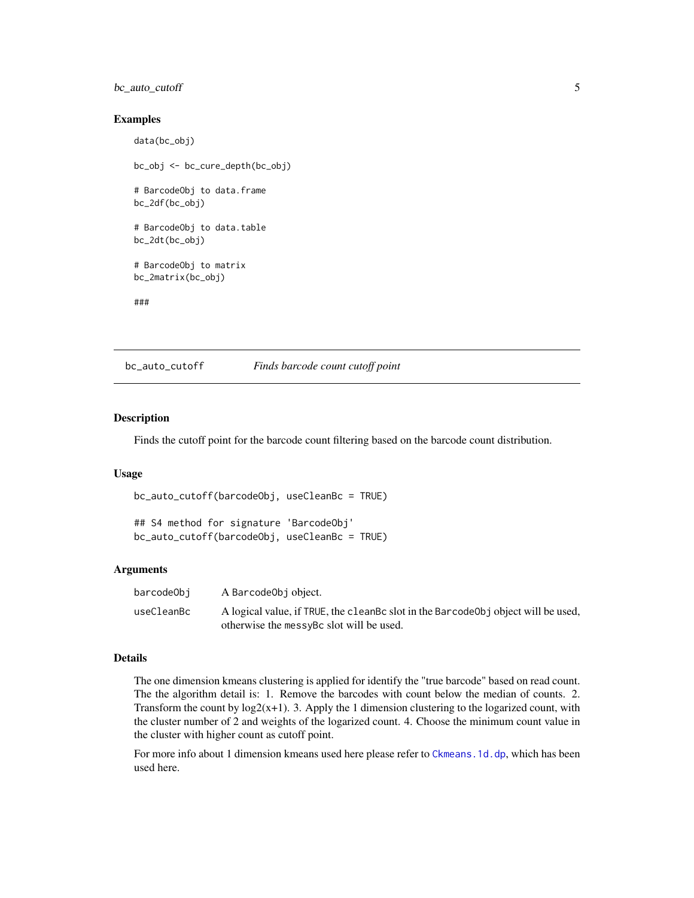## Examples

```
data(bc_obj)

bc_obj <- bc_cure_depth(bc_obj)

# BarcodeObj to data.frame
bc_2df(bc_obj)

# BarcodeObj to data.table
bc_2dt(bc_obj)

# BarcodeObj to matrix
bc_2matrix(bc_obj)

###
```

---

# bc_auto_cutoff — *Finds barcode count cutoff point*

## Description

Finds the cutoff point for the barcode count filtering based on the barcode count distribution.

## Usage

```
bc_auto_cutoff(barcodeObj, useCleanBc = TRUE)

## S4 method for signature 'BarcodeObj'
bc_auto_cutoff(barcodeObj, useCleanBc = TRUE)
```

## Arguments

| | |
|---|---|
| `barcodeObj` | A `BarcodeObj` object. |
| `useCleanBc` | A logical value, if `TRUE`, the `cleanBc` slot in the `BarcodeObj` object will be used, otherwise the `messyBc` slot will be used. |

## Details

The one dimension kmeans clustering is applied for identify the "true barcode" based on read count. The the algorithm detail is: 1. Remove the barcodes with count below the median of counts. 2. Transform the count by log2(x+1). 3. Apply the 1 dimension clustering to the logarized count, with the cluster number of 2 and weights of the logarized count. 4. Choose the minimum count value in the cluster with higher count as cutoff point.

For more info about 1 dimension kmeans used here please refer to `Ckmeans.1d.dp`, which has been used here.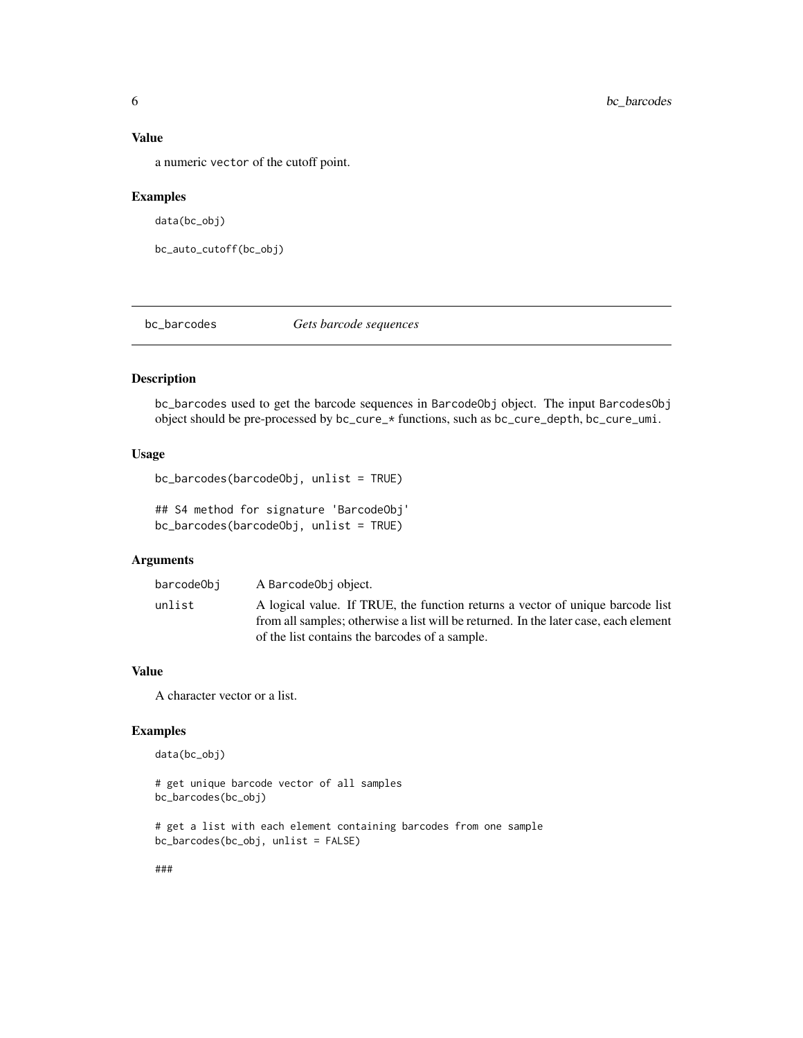### Value

a numeric `vector` of the cutoff point.

### Examples

```
data(bc_obj)

bc_auto_cutoff(bc_obj)
```

---

## bc_barcodes *Gets barcode sequences*

### Description

`bc_barcodes` used to get the barcode sequences in `BarcodeObj` object. The input `BarcodesObj` object should be pre-processed by `bc_cure_*` functions, such as `bc_cure_depth`, `bc_cure_umi`.

### Usage

```
bc_barcodes(barcodeObj, unlist = TRUE)

## S4 method for signature 'BarcodeObj'
bc_barcodes(barcodeObj, unlist = TRUE)
```

### Arguments

| | |
|---|---|
| barcodeObj | A `BarcodeObj` object. |
| unlist | A logical value. If TRUE, the function returns a vector of unique barcode list from all samples; otherwise a list will be returned. In the later case, each element of the list contains the barcodes of a sample. |

### Value

A character vector or a list.

### Examples

```
data(bc_obj)

# get unique barcode vector of all samples
bc_barcodes(bc_obj)

# get a list with each element containing barcodes from one sample
bc_barcodes(bc_obj, unlist = FALSE)

###
```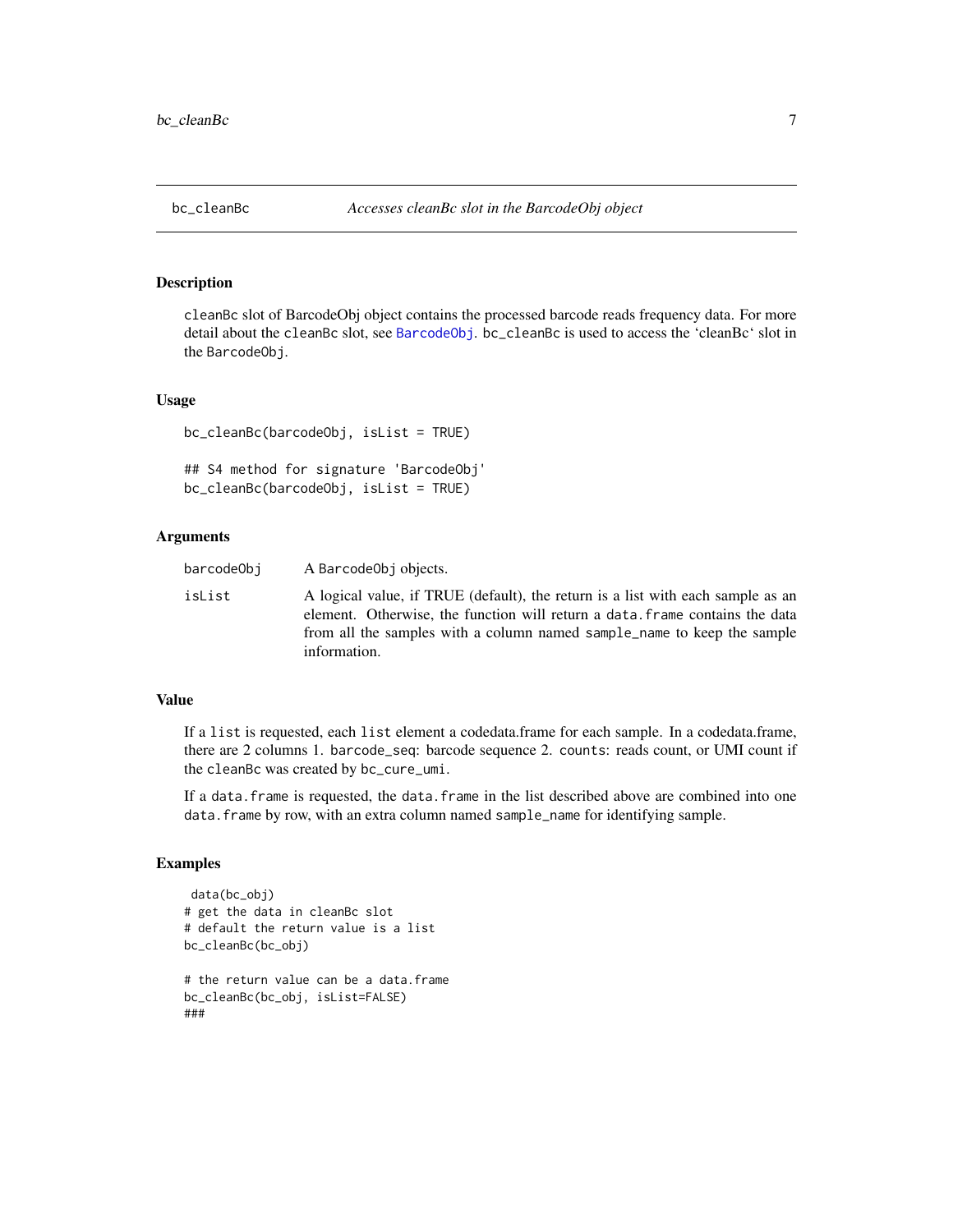## bc_cleanBc *Accesses cleanBc slot in the BarcodeObj object*

### Description

cleanBc slot of BarcodeObj object contains the processed barcode reads frequency data. For more detail about the cleanBc slot, see BarcodeObj. bc_cleanBc is used to access the 'cleanBc' slot in the BarcodeObj.

### Usage

```
bc_cleanBc(barcodeObj, isList = TRUE)

## S4 method for signature 'BarcodeObj'
bc_cleanBc(barcodeObj, isList = TRUE)
```

### Arguments

| | |
|---|---|
| barcodeObj | A BarcodeObj objects. |
| isList | A logical value, if TRUE (default), the return is a list with each sample as an element. Otherwise, the function will return a data.frame contains the data from all the samples with a column named sample_name to keep the sample information. |

### Value

If a list is requested, each list element a codedata.frame for each sample. In a codedata.frame, there are 2 columns 1. barcode_seq: barcode sequence 2. counts: reads count, or UMI count if the cleanBc was created by bc_cure_umi.

If a data.frame is requested, the data.frame in the list described above are combined into one data.frame by row, with an extra column named sample_name for identifying sample.

### Examples

```
 data(bc_obj)
# get the data in cleanBc slot
# default the return value is a list
bc_cleanBc(bc_obj)

# the return value can be a data.frame
bc_cleanBc(bc_obj, isList=FALSE)
###
```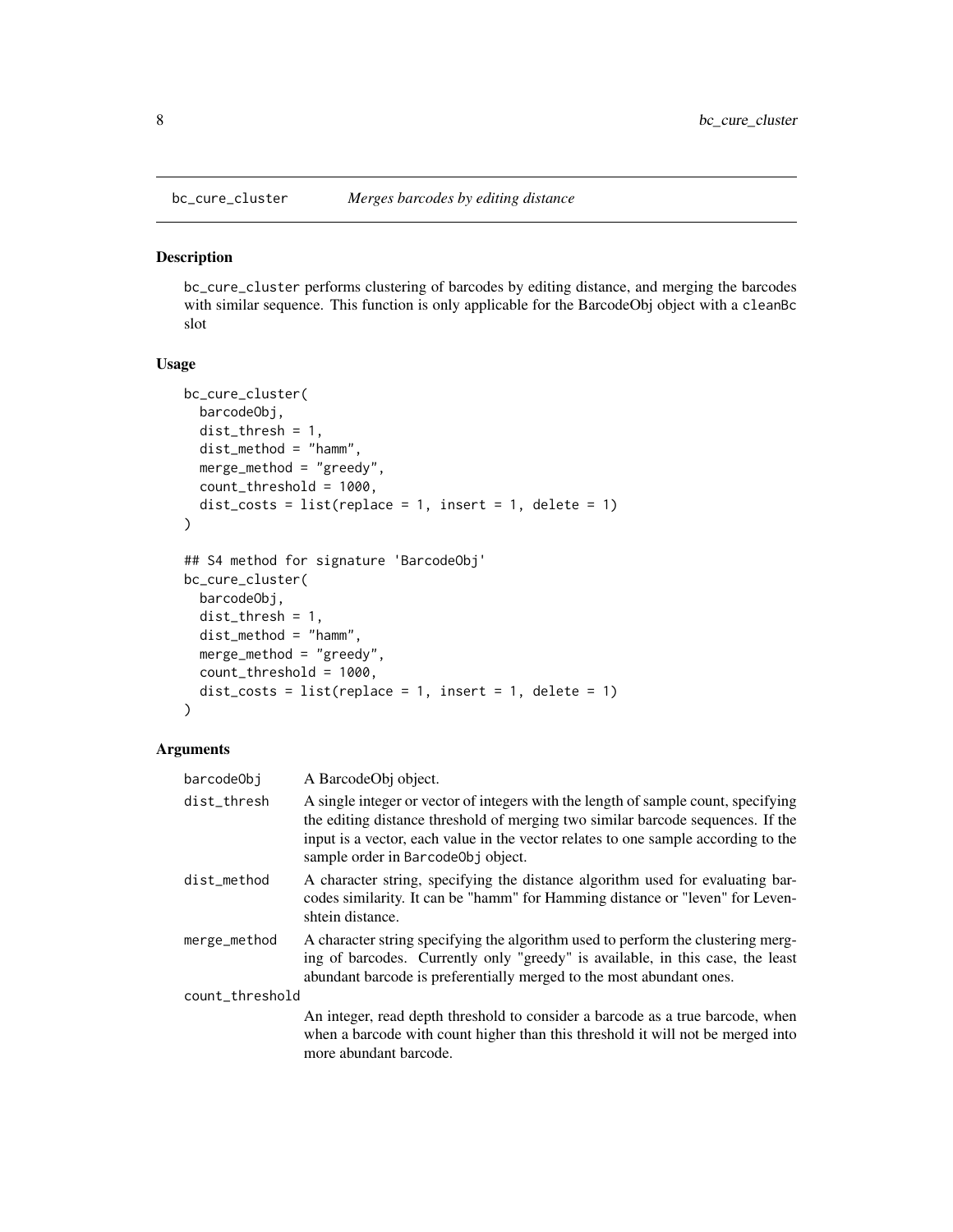## bc_cure_cluster *Merges barcodes by editing distance*

### Description

bc_cure_cluster performs clustering of barcodes by editing distance, and merging the barcodes with similar sequence. This function is only applicable for the BarcodeObj object with a cleanBc slot

### Usage

```
bc_cure_cluster(
  barcodeObj,
  dist_thresh = 1,
  dist_method = "hamm",
  merge_method = "greedy",
  count_threshold = 1000,
  dist_costs = list(replace = 1, insert = 1, delete = 1)
)

## S4 method for signature 'BarcodeObj'
bc_cure_cluster(
  barcodeObj,
  dist_thresh = 1,
  dist_method = "hamm",
  merge_method = "greedy",
  count_threshold = 1000,
  dist_costs = list(replace = 1, insert = 1, delete = 1)
)
```

### Arguments

| | |
|---|---|
| barcodeObj | A BarcodeObj object. |
| dist_thresh | A single integer or vector of integers with the length of sample count, specifying the editing distance threshold of merging two similar barcode sequences. If the input is a vector, each value in the vector relates to one sample according to the sample order in BarcodeObj object. |
| dist_method | A character string, specifying the distance algorithm used for evaluating barcodes similarity. It can be "hamm" for Hamming distance or "leven" for Levenshtein distance. |
| merge_method | A character string specifying the algorithm used to perform the clustering merging of barcodes. Currently only "greedy" is available, in this case, the least abundant barcode is preferentially merged to the most abundant ones. |
| count_threshold | An integer, read depth threshold to consider a barcode as a true barcode, when when a barcode with count higher than this threshold it will not be merged into more abundant barcode. |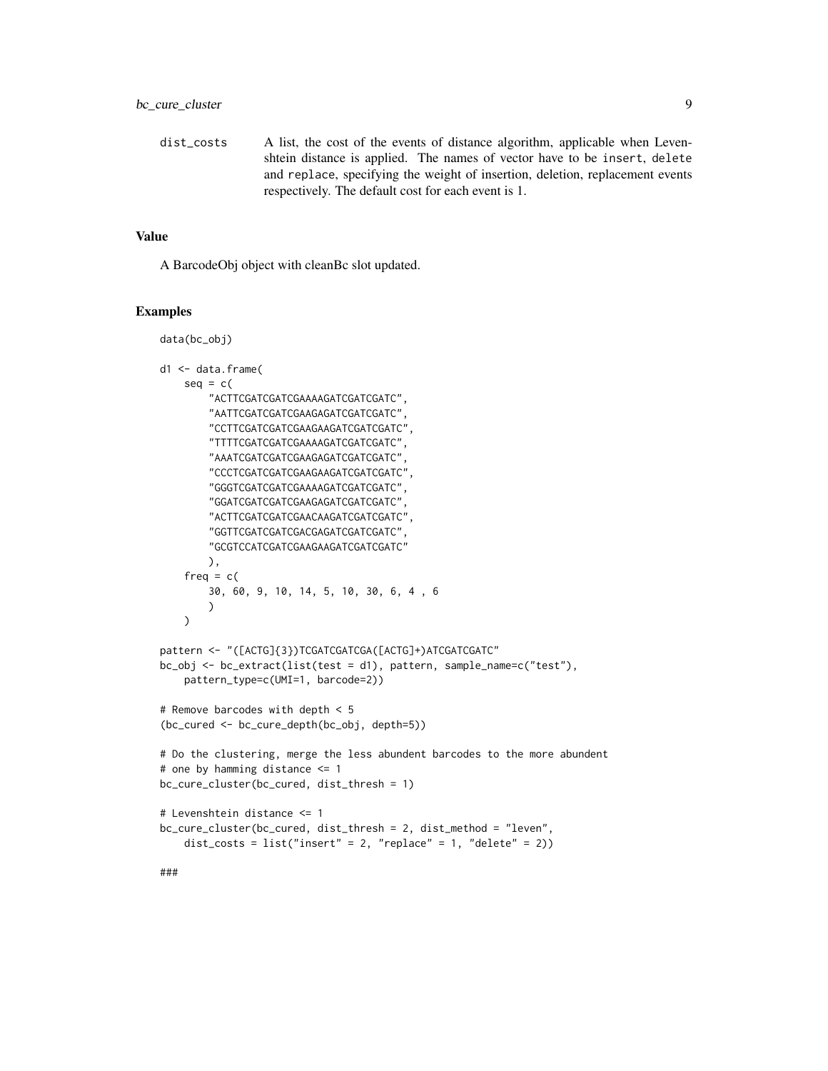dist_costs
: A list, the cost of the events of distance algorithm, applicable when Levenshtein distance is applied. The names of vector have to be `insert`, `delete` and `replace`, specifying the weight of insertion, deletion, replacement events respectively. The default cost for each event is 1.

## Value

A BarcodeObj object with cleanBc slot updated.

## Examples

```
data(bc_obj)

d1 <- data.frame(
    seq = c(
        "ACTTCGATCGATCGAAAAGATCGATCGATC",
        "AATTCGATCGATCGAAGAGATCGATCGATC",
        "CCTTCGATCGATCGAAGAAGATCGATCGATC",
        "TTTTCGATCGATCGAAAAGATCGATCGATC",
        "AAATCGATCGATCGAAGAGATCGATCGATC",
        "CCCTCGATCGATCGAAGAAGATCGATCGATC",
        "GGGTCGATCGATCGAAAAGATCGATCGATC",
        "GGATCGATCGATCGAAGAGATCGATCGATC",
        "ACTTCGATCGATCGAACAAGATCGATCGATC",
        "GGTTCGATCGATCGACGAGATCGATCGATC",
        "GCGTCCATCGATCGAAGAAGATCGATCGATC"
        ),
    freq = c(
        30, 60, 9, 10, 14, 5, 10, 30, 6, 4 , 6
        )
    )

pattern <- "([ACTG]{3})TCGATCGATCGA([ACTG]+)ATCGATCGATC"
bc_obj <- bc_extract(list(test = d1), pattern, sample_name=c("test"),
    pattern_type=c(UMI=1, barcode=2))

# Remove barcodes with depth < 5
(bc_cured <- bc_cure_depth(bc_obj, depth=5))

# Do the clustering, merge the less abundent barcodes to the more abundent
# one by hamming distance <= 1
bc_cure_cluster(bc_cured, dist_thresh = 1)

# Levenshtein distance <= 1
bc_cure_cluster(bc_cured, dist_thresh = 2, dist_method = "leven",
    dist_costs = list("insert" = 2, "replace" = 1, "delete" = 2))

###
```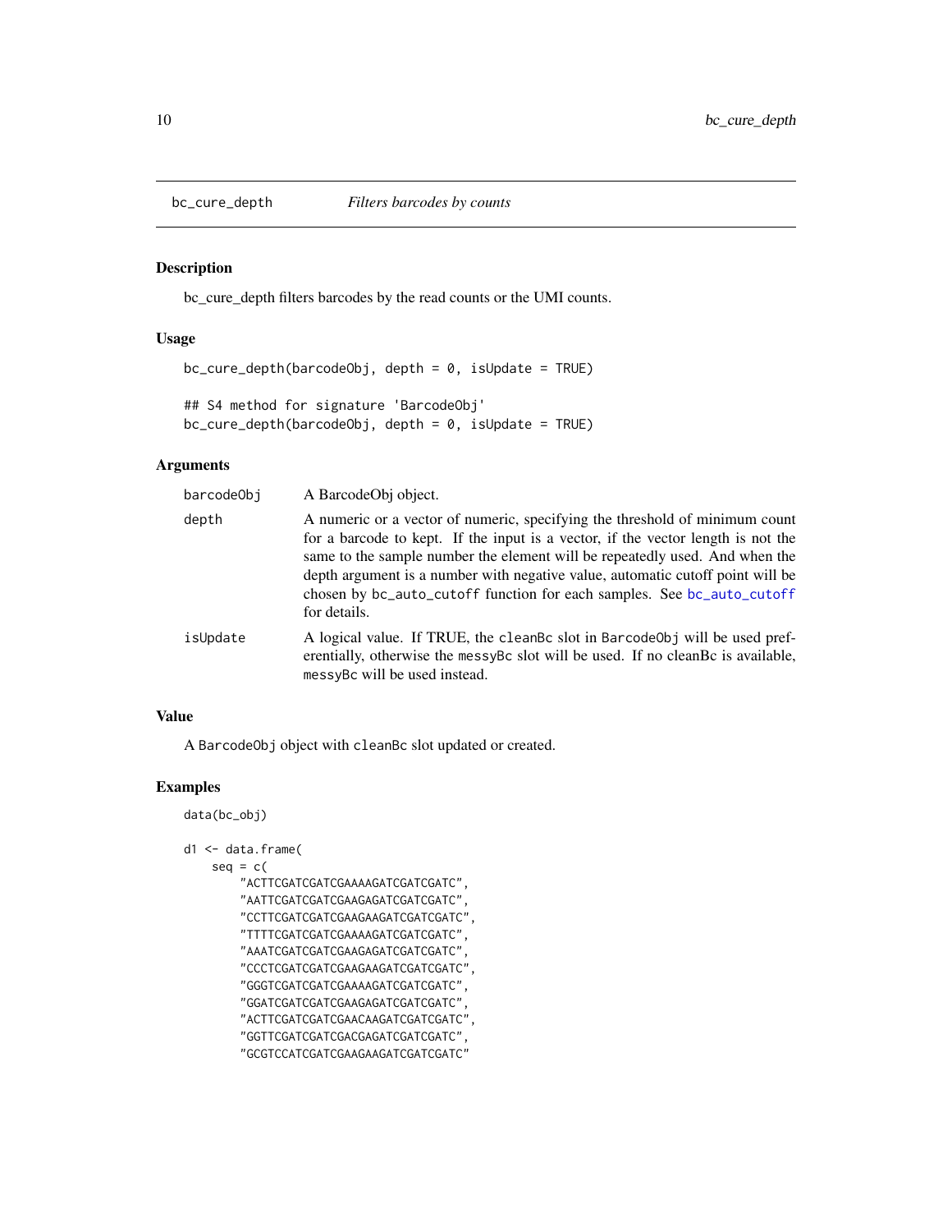# bc_cure_depth    *Filters barcodes by counts*

## Description

bc_cure_depth filters barcodes by the read counts or the UMI counts.

## Usage

```
bc_cure_depth(barcodeObj, depth = 0, isUpdate = TRUE)

## S4 method for signature 'BarcodeObj'
bc_cure_depth(barcodeObj, depth = 0, isUpdate = TRUE)
```

## Arguments

| | |
|---|---|
| barcodeObj | A BarcodeObj object. |
| depth | A numeric or a vector of numeric, specifying the threshold of minimum count for a barcode to kept. If the input is a vector, if the vector length is not the same to the sample number the element will be repeatedly used. And when the depth argument is a number with negative value, automatic cutoff point will be chosen by `bc_auto_cutoff` function for each samples. See `bc_auto_cutoff` for details. |
| isUpdate | A logical value. If TRUE, the `cleanBc` slot in `BarcodeObj` will be used preferentially, otherwise the `messyBc` slot will be used. If no cleanBc is available, `messyBc` will be used instead. |

## Value

A `BarcodeObj` object with `cleanBc` slot updated or created.

## Examples

```
data(bc_obj)

d1 <- data.frame(
    seq = c(
        "ACTTCGATCGATCGAAAAGATCGATCGATC",
        "AATTCGATCGATCGAAGAGATCGATCGATC",
        "CCTTCGATCGATCGAAGAAGATCGATCGATC",
        "TTTTCGATCGATCGAAAAGATCGATCGATC",
        "AAATCGATCGATCGAAGAGATCGATCGATC",
        "CCCTCGATCGATCGAAGAAGATCGATCGATC",
        "GGGTCGATCGATCGAAAAGATCGATCGATC",
        "GGATCGATCGATCGAAGAGATCGATCGATC",
        "ACTTCGATCGATCGAACAAGATCGATCGATC",
        "GGTTCGATCGATCGACGAGATCGATCGATC",
        "GCGTCCATCGATCGAAGAAGATCGATCGATC"
```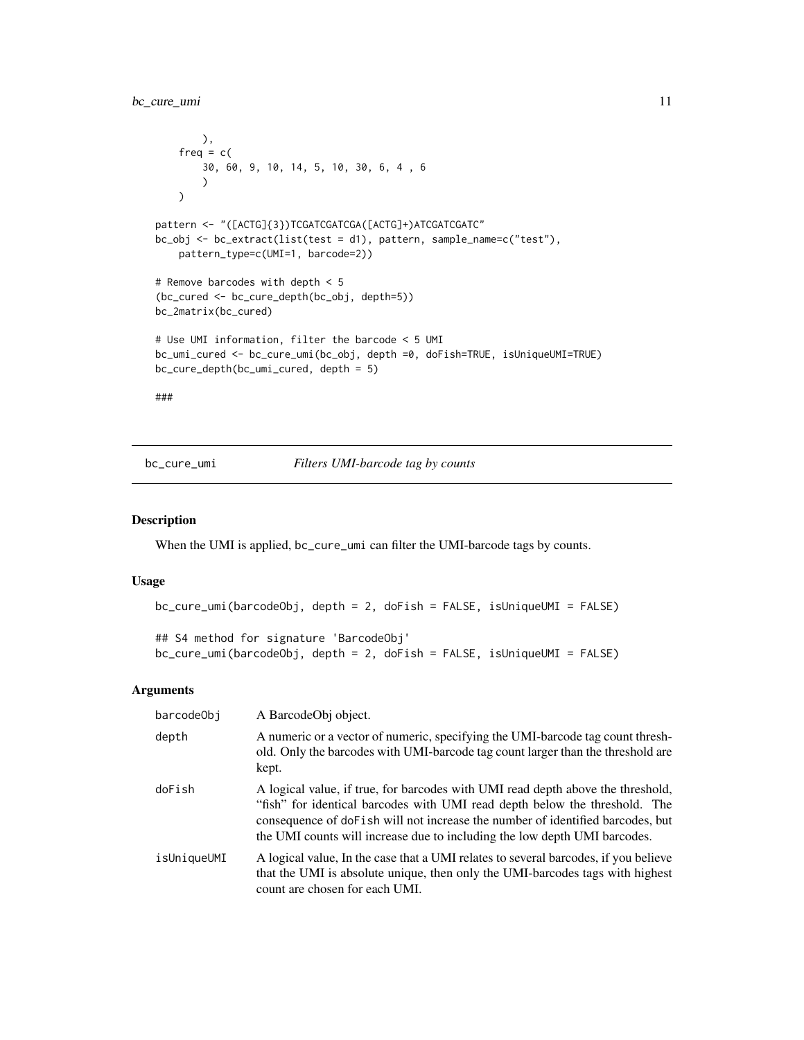```
        ),
    freq = c(
        30, 60, 9, 10, 14, 5, 10, 30, 6, 4 , 6
        )
    )

pattern <- "([ACTG]{3})TCGATCGATCGA([ACTG]+)ATCGATCGATC"
bc_obj <- bc_extract(list(test = d1), pattern, sample_name=c("test"),
    pattern_type=c(UMI=1, barcode=2))

# Remove barcodes with depth < 5
(bc_cured <- bc_cure_depth(bc_obj, depth=5))
bc_2matrix(bc_cured)

# Use UMI information, filter the barcode < 5 UMI
bc_umi_cured <- bc_cure_umi(bc_obj, depth =0, doFish=TRUE, isUniqueUMI=TRUE)
bc_cure_depth(bc_umi_cured, depth = 5)

###
```

---

## bc_cure_umi &nbsp;&nbsp;&nbsp; *Filters UMI-barcode tag by counts*

### Description

When the UMI is applied, `bc_cure_umi` can filter the UMI-barcode tags by counts.

### Usage

```
bc_cure_umi(barcodeObj, depth = 2, doFish = FALSE, isUniqueUMI = FALSE)

## S4 method for signature 'BarcodeObj'
bc_cure_umi(barcodeObj, depth = 2, doFish = FALSE, isUniqueUMI = FALSE)
```

### Arguments

| | |
|---|---|
| `barcodeObj` | A BarcodeObj object. |
| `depth` | A numeric or a vector of numeric, specifying the UMI-barcode tag count threshold. Only the barcodes with UMI-barcode tag count larger than the threshold are kept. |
| `doFish` | A logical value, if true, for barcodes with UMI read depth above the threshold, "fish" for identical barcodes with UMI read depth below the threshold. The consequence of `doFish` will not increase the number of identified barcodes, but the UMI counts will increase due to including the low depth UMI barcodes. |
| `isUniqueUMI` | A logical value, In the case that a UMI relates to several barcodes, if you believe that the UMI is absolute unique, then only the UMI-barcodes tags with highest count are chosen for each UMI. |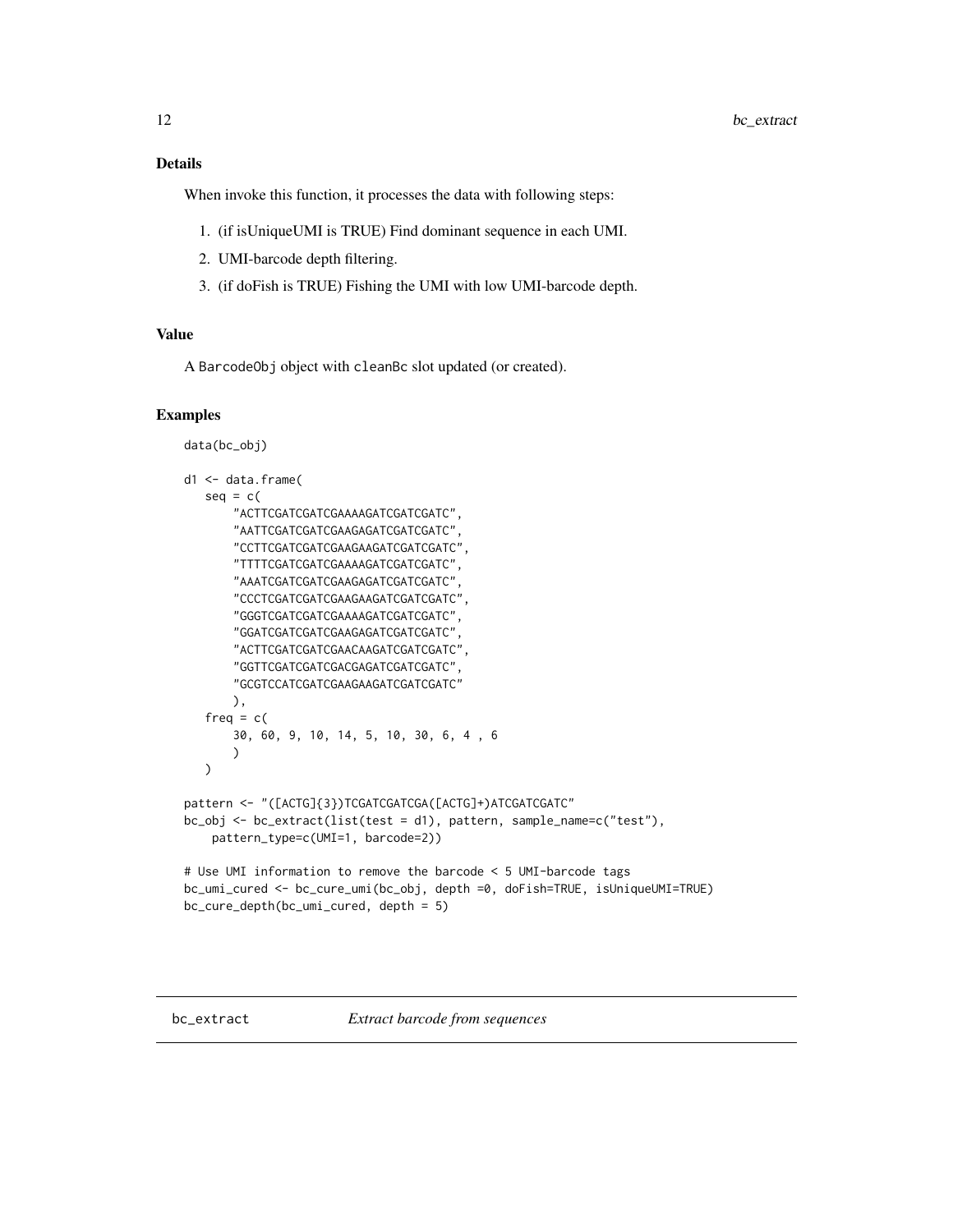## Details

When invoke this function, it processes the data with following steps:

1. (if isUniqueUMI is TRUE) Find dominant sequence in each UMI.
2. UMI-barcode depth filtering.
3. (if doFish is TRUE) Fishing the UMI with low UMI-barcode depth.

## Value

A `BarcodeObj` object with `cleanBc` slot updated (or created).

## Examples

```
data(bc_obj)

d1 <- data.frame(
   seq = c(
       "ACTTCGATCGATCGAAAAGATCGATCGATC",
       "AATTCGATCGATCGAAGAGATCGATCGATC",
       "CCTTCGATCGATCGAAGAAGATCGATCGATC",
       "TTTTCGATCGATCGAAAAGATCGATCGATC",
       "AAATCGATCGATCGAAGAGATCGATCGATC",
       "CCCTCGATCGATCGAAGAAGATCGATCGATC",
       "GGGTCGATCGATCGAAAAGATCGATCGATC",
       "GGATCGATCGATCGAAGAGATCGATCGATC",
       "ACTTCGATCGATCGAACAAGATCGATCGATC",
       "GGTTCGATCGATCGACGAGATCGATCGATC",
       "GCGTCCATCGATCGAAGAAGATCGATCGATC"
       ),
   freq = c(
       30, 60, 9, 10, 14, 5, 10, 30, 6, 4 , 6
       )
   )

pattern <- "([ACTG]{3})TCGATCGATCGA([ACTG]+)ATCGATCGATC"
bc_obj <- bc_extract(list(test = d1), pattern, sample_name=c("test"),
    pattern_type=c(UMI=1, barcode=2))

# Use UMI information to remove the barcode < 5 UMI-barcode tags
bc_umi_cured <- bc_cure_umi(bc_obj, depth =0, doFish=TRUE, isUniqueUMI=TRUE)
bc_cure_depth(bc_umi_cured, depth = 5)
```

---

`bc_extract` *Extract barcode from sequences*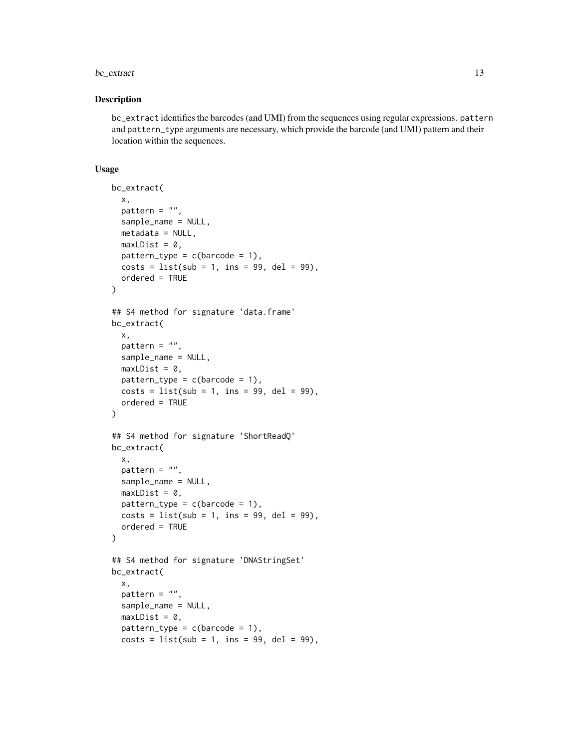## Description

`bc_extract` identifies the barcodes (and UMI) from the sequences using regular expressions. `pattern` and `pattern_type` arguments are necessary, which provide the barcode (and UMI) pattern and their location within the sequences.

## Usage

```
bc_extract(
  x,
  pattern = "",
  sample_name = NULL,
  metadata = NULL,
  maxLDist = 0,
  pattern_type = c(barcode = 1),
  costs = list(sub = 1, ins = 99, del = 99),
  ordered = TRUE
)

## S4 method for signature 'data.frame'
bc_extract(
  x,
  pattern = "",
  sample_name = NULL,
  maxLDist = 0,
  pattern_type = c(barcode = 1),
  costs = list(sub = 1, ins = 99, del = 99),
  ordered = TRUE
)

## S4 method for signature 'ShortReadQ'
bc_extract(
  x,
  pattern = "",
  sample_name = NULL,
  maxLDist = 0,
  pattern_type = c(barcode = 1),
  costs = list(sub = 1, ins = 99, del = 99),
  ordered = TRUE
)

## S4 method for signature 'DNAStringSet'
bc_extract(
  x,
  pattern = "",
  sample_name = NULL,
  maxLDist = 0,
  pattern_type = c(barcode = 1),
  costs = list(sub = 1, ins = 99, del = 99),
```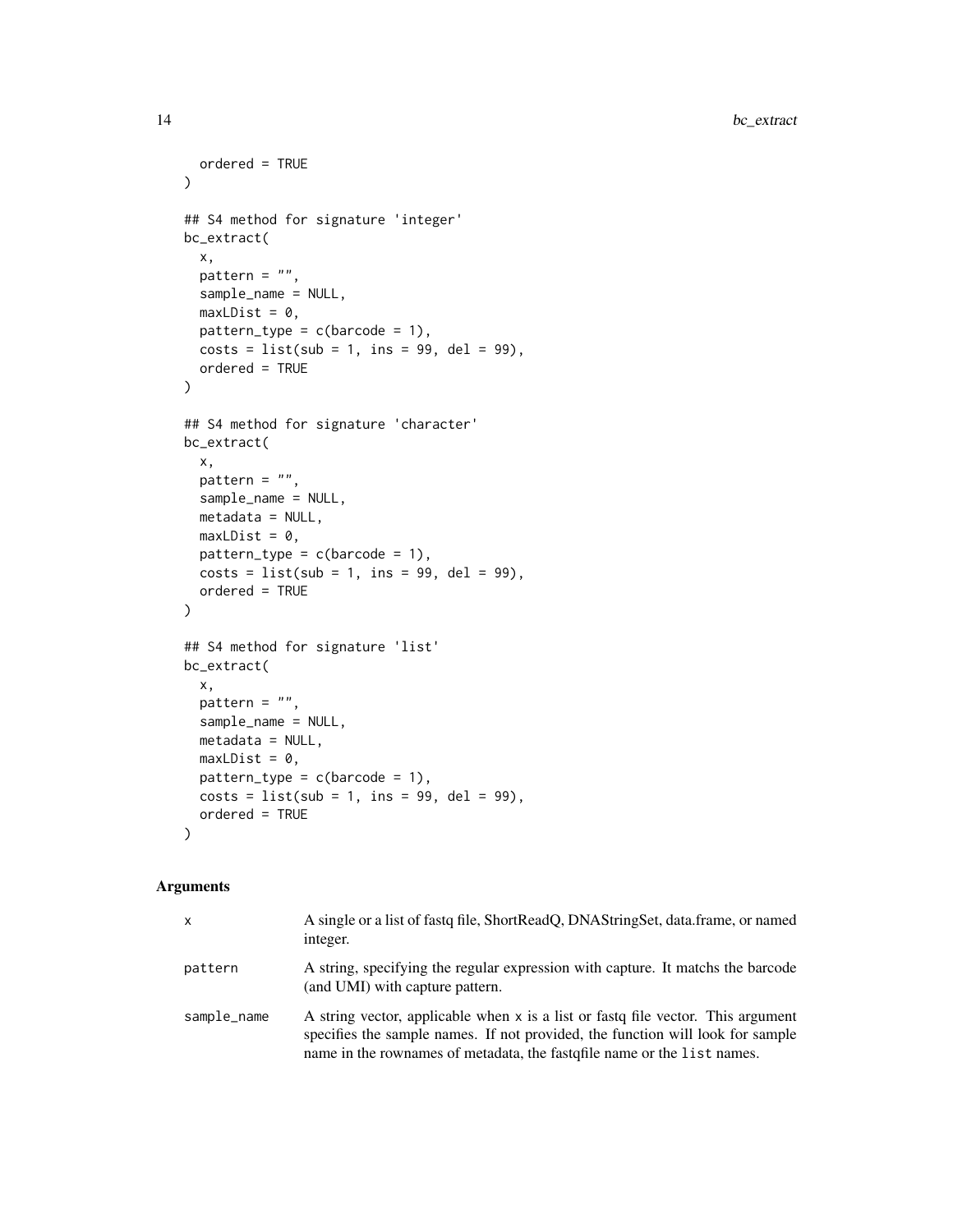```
  ordered = TRUE
)

## S4 method for signature 'integer'
bc_extract(
  x,
  pattern = "",
  sample_name = NULL,
  maxLDist = 0,
  pattern_type = c(barcode = 1),
  costs = list(sub = 1, ins = 99, del = 99),
  ordered = TRUE
)

## S4 method for signature 'character'
bc_extract(
  x,
  pattern = "",
  sample_name = NULL,
  metadata = NULL,
  maxLDist = 0,
  pattern_type = c(barcode = 1),
  costs = list(sub = 1, ins = 99, del = 99),
  ordered = TRUE
)

## S4 method for signature 'list'
bc_extract(
  x,
  pattern = "",
  sample_name = NULL,
  metadata = NULL,
  maxLDist = 0,
  pattern_type = c(barcode = 1),
  costs = list(sub = 1, ins = 99, del = 99),
  ordered = TRUE
)
```

## Arguments

| | |
|---|---|
| x | A single or a list of fastq file, ShortReadQ, DNAStringSet, data.frame, or named integer. |
| pattern | A string, specifying the regular expression with capture. It matchs the barcode (and UMI) with capture pattern. |
| sample_name | A string vector, applicable when x is a list or fastq file vector. This argument specifies the sample names. If not provided, the function will look for sample name in the rownames of metadata, the fastqfile name or the list names. |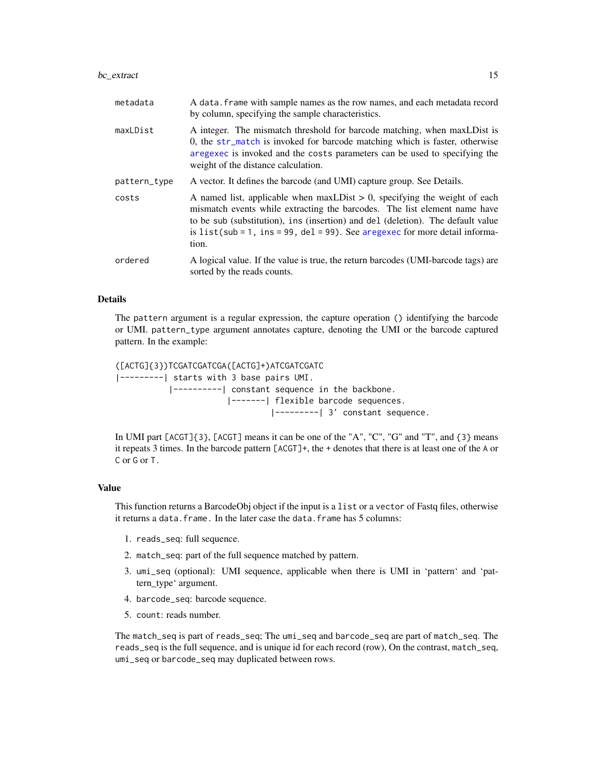| | |
|---|---|
| metadata | A data.frame with sample names as the row names, and each metadata record by column, specifying the sample characteristics. |
| maxLDist | A integer. The mismatch threshold for barcode matching, when maxLDist is 0, the str_match is invoked for barcode matching which is faster, otherwise aregexec is invoked and the costs parameters can be used to specifying the weight of the distance calculation. |
| pattern_type | A vector. It defines the barcode (and UMI) capture group. See Details. |
| costs | A named list, applicable when maxLDist > 0, specifying the weight of each mismatch events while extracting the barcodes. The list element name have to be sub (substitution), ins (insertion) and del (deletion). The default value is list(sub = 1, ins = 99, del = 99). See aregexec for more detail information. |
| ordered | A logical value. If the value is true, the return barcodes (UMI-barcode tags) are sorted by the reads counts. |

## Details

The pattern argument is a regular expression, the capture operation () identifying the barcode or UMI. pattern_type argument annotates capture, denoting the UMI or the barcode captured pattern. In the example:

```
([ACTG]{3})TCGATCGATCGA([ACTG]+)ATCGATCGATC
|---------| starts with 3 base pairs UMI.
           |----------| constant sequence in the backbone.
                       |-------| flexible barcode sequences.
                                |---------| 3' constant sequence.
```

In UMI part [ACGT]{3}, [ACGT] means it can be one of the "A", "C", "G" and "T", and {3} means it repeats 3 times. In the barcode pattern [ACGT]+, the + denotes that there is at least one of the A or C or G or T.

## Value

This function returns a BarcodeObj object if the input is a list or a vector of Fastq files, otherwise it returns a data.frame. In the later case the data.frame has 5 columns:

1. reads_seq: full sequence.
2. match_seq: part of the full sequence matched by pattern.
3. umi_seq (optional): UMI sequence, applicable when there is UMI in 'pattern' and 'pattern_type' argument.
4. barcode_seq: barcode sequence.
5. count: reads number.

The match_seq is part of reads_seq; The umi_seq and barcode_seq are part of match_seq. The reads_seq is the full sequence, and is unique id for each record (row), On the contrast, match_seq, umi_seq or barcode_seq may duplicated between rows.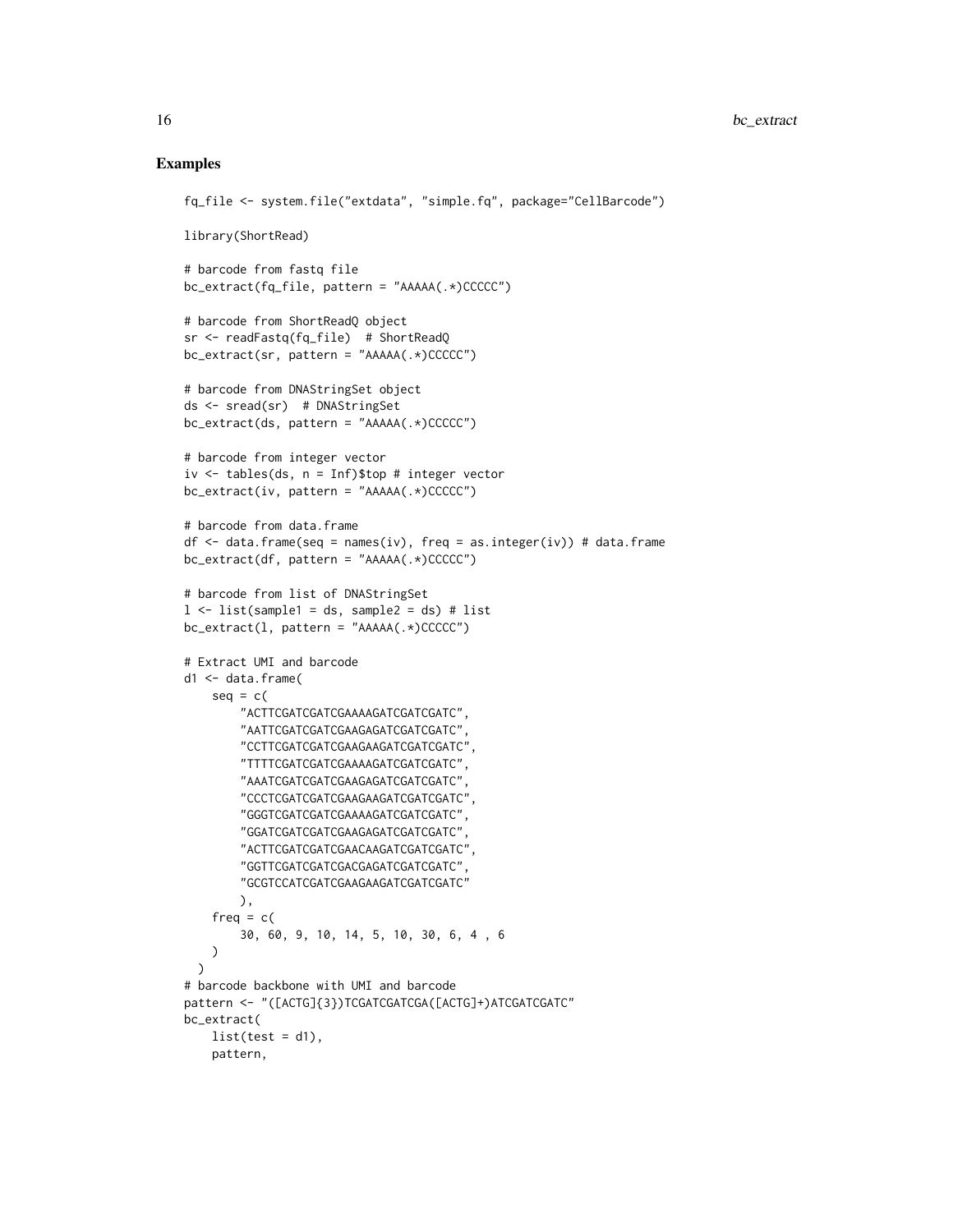## Examples

```
fq_file <- system.file("extdata", "simple.fq", package="CellBarcode")

library(ShortRead)

# barcode from fastq file
bc_extract(fq_file, pattern = "AAAAA(.*)CCCCC")

# barcode from ShortReadQ object
sr <- readFastq(fq_file)  # ShortReadQ
bc_extract(sr, pattern = "AAAAA(.*)CCCCC")

# barcode from DNAStringSet object
ds <- sread(sr)  # DNAStringSet
bc_extract(ds, pattern = "AAAAA(.*)CCCCC")

# barcode from integer vector
iv <- tables(ds, n = Inf)$top # integer vector
bc_extract(iv, pattern = "AAAAA(.*)CCCCC")

# barcode from data.frame
df <- data.frame(seq = names(iv), freq = as.integer(iv)) # data.frame
bc_extract(df, pattern = "AAAAA(.*)CCCCC")

# barcode from list of DNAStringSet
l <- list(sample1 = ds, sample2 = ds) # list
bc_extract(l, pattern = "AAAAA(.*)CCCCC")

# Extract UMI and barcode
d1 <- data.frame(
    seq = c(
        "ACTTCGATCGATCGAAAAGATCGATCGATC",
        "AATTCGATCGATCGAAGAGATCGATCGATC",
        "CCTTCGATCGATCGAAGAAGATCGATCGATC",
        "TTTTCGATCGATCGAAAAGATCGATCGATC",
        "AAATCGATCGATCGAAGAGATCGATCGATC",
        "CCCTCGATCGATCGAAGAAGATCGATCGATC",
        "GGGTCGATCGATCGAAAAGATCGATCGATC",
        "GGATCGATCGATCGAAGAGATCGATCGATC",
        "ACTTCGATCGATCGAACAAGATCGATCGATC",
        "GGTTCGATCGATCGACGAGATCGATCGATC",
        "GCGTCCATCGATCGAAGAAGATCGATCGATC"
        ),
    freq = c(
        30, 60, 9, 10, 14, 5, 10, 30, 6, 4 , 6
    )
  )
# barcode backbone with UMI and barcode
pattern <- "([ACTG]{3})TCGATCGATCGA([ACTG]+)ATCGATCGATC"
bc_extract(
    list(test = d1),
    pattern,
```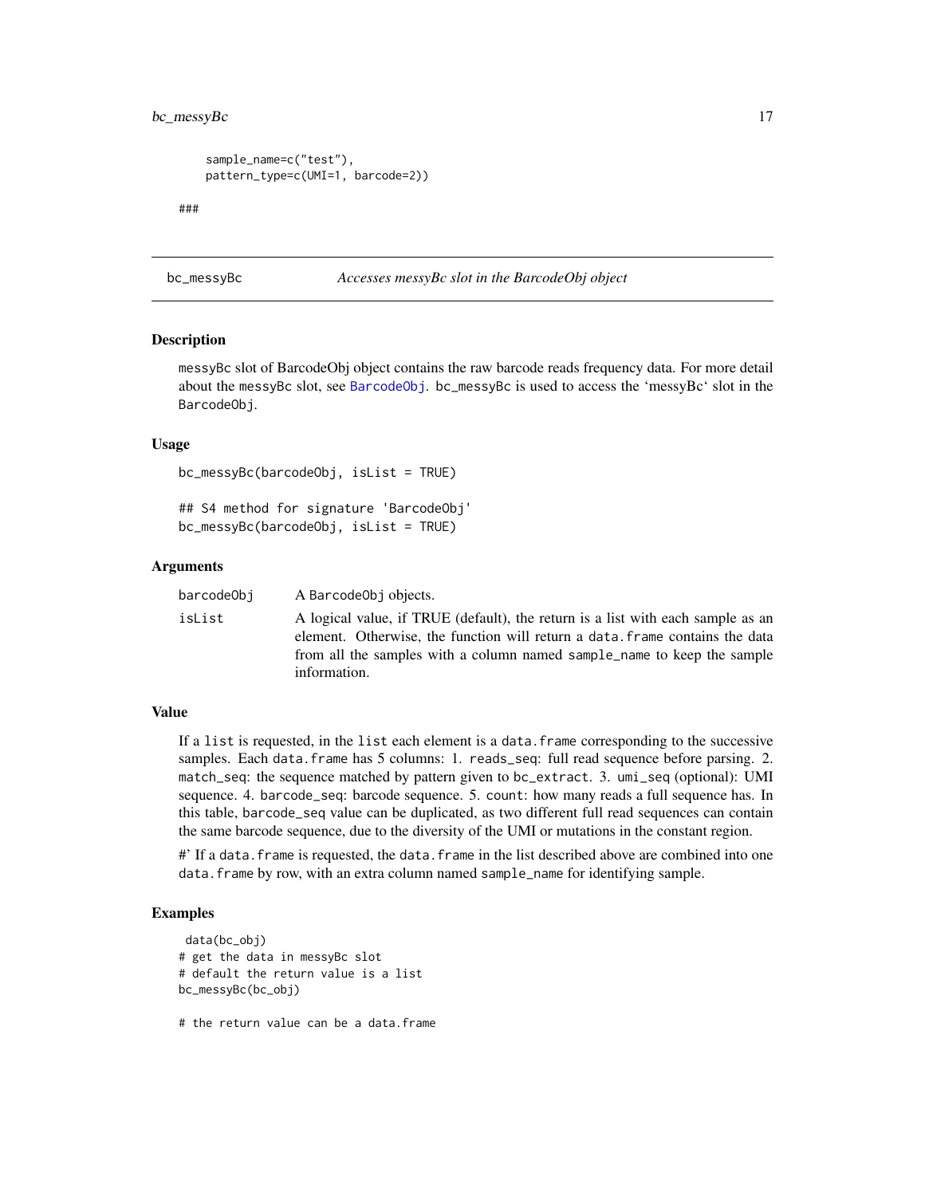```
    sample_name=c("test"),
    pattern_type=c(UMI=1, barcode=2))

###
```

## bc_messyBc *Accesses messyBc slot in the BarcodeObj object*

### Description

messyBc slot of BarcodeObj object contains the raw barcode reads frequency data. For more detail about the messyBc slot, see BarcodeObj. bc_messyBc is used to access the 'messyBc' slot in the BarcodeObj.

### Usage

```
bc_messyBc(barcodeObj, isList = TRUE)

## S4 method for signature 'BarcodeObj'
bc_messyBc(barcodeObj, isList = TRUE)
```

### Arguments

| | |
|---|---|
| barcodeObj | A BarcodeObj objects. |
| isList | A logical value, if TRUE (default), the return is a list with each sample as an element. Otherwise, the function will return a data.frame contains the data from all the samples with a column named sample_name to keep the sample information. |

### Value

If a list is requested, in the list each element is a data.frame corresponding to the successive samples. Each data.frame has 5 columns: 1. reads_seq: full read sequence before parsing. 2. match_seq: the sequence matched by pattern given to bc_extract. 3. umi_seq (optional): UMI sequence. 4. barcode_seq: barcode sequence. 5. count: how many reads a full sequence has. In this table, barcode_seq value can be duplicated, as two different full read sequences can contain the same barcode sequence, due to the diversity of the UMI or mutations in the constant region.

#' If a data.frame is requested, the data.frame in the list described above are combined into one data.frame by row, with an extra column named sample_name for identifying sample.

### Examples

```
 data(bc_obj)
# get the data in messyBc slot
# default the return value is a list
bc_messyBc(bc_obj)

# the return value can be a data.frame
```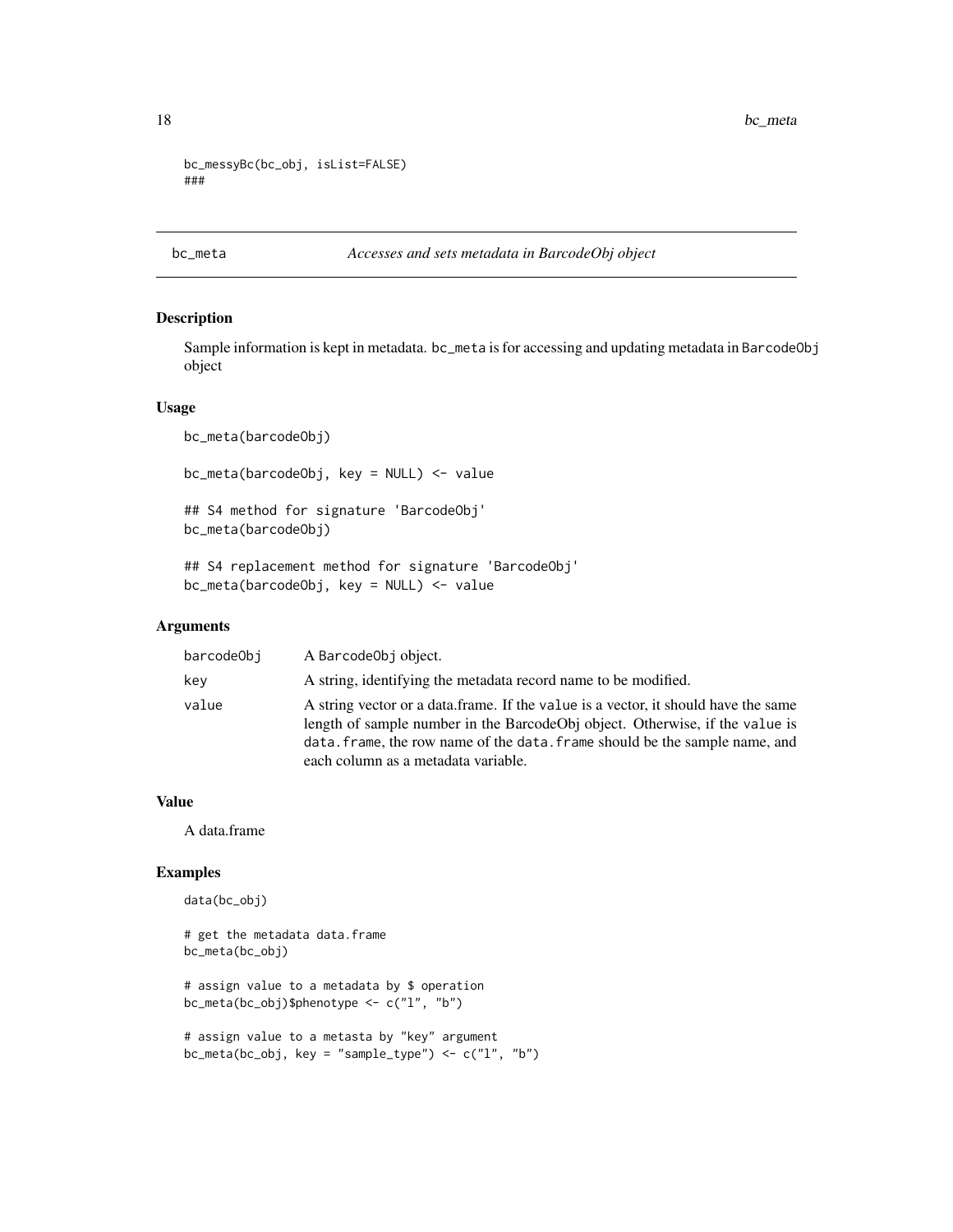```
bc_messyBc(bc_obj, isList=FALSE)
###
```

# bc_meta — *Accesses and sets metadata in BarcodeObj object*

## Description

Sample information is kept in metadata. `bc_meta` is for accessing and updating metadata in `BarcodeObj` object

## Usage

```
bc_meta(barcodeObj)

bc_meta(barcodeObj, key = NULL) <- value

## S4 method for signature 'BarcodeObj'
bc_meta(barcodeObj)

## S4 replacement method for signature 'BarcodeObj'
bc_meta(barcodeObj, key = NULL) <- value
```

## Arguments

| | |
|---|---|
| barcodeObj | A `BarcodeObj` object. |
| key | A string, identifying the metadata record name to be modified. |
| value | A string vector or a data.frame. If the `value` is a vector, it should have the same length of sample number in the BarcodeObj object. Otherwise, if the `value` is `data.frame`, the row name of the `data.frame` should be the sample name, and each column as a metadata variable. |

## Value

A data.frame

## Examples

```
data(bc_obj)

# get the metadata data.frame
bc_meta(bc_obj)

# assign value to a metadata by $ operation
bc_meta(bc_obj)$phenotype <- c("l", "b")

# assign value to a metasta by "key" argument
bc_meta(bc_obj, key = "sample_type") <- c("l", "b")
```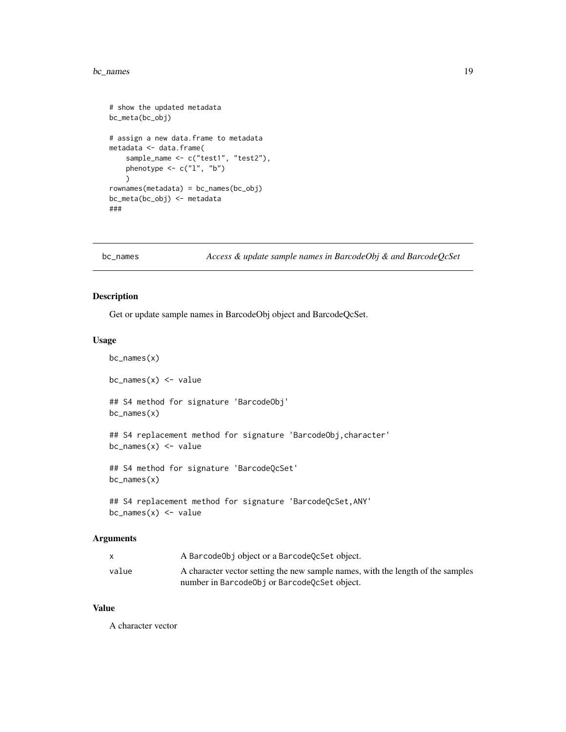```
# show the updated metadata
bc_meta(bc_obj)

# assign a new data.frame to metadata
metadata <- data.frame(
    sample_name <- c("test1", "test2"),
    phenotype <- c("l", "b")
    )
rownames(metadata) = bc_names(bc_obj)
bc_meta(bc_obj) <- metadata
###
```

---

## bc_names — *Access & update sample names in BarcodeObj & and BarcodeQcSet*

### Description

Get or update sample names in BarcodeObj object and BarcodeQcSet.

### Usage

```
bc_names(x)

bc_names(x) <- value

## S4 method for signature 'BarcodeObj'
bc_names(x)

## S4 replacement method for signature 'BarcodeObj,character'
bc_names(x) <- value

## S4 method for signature 'BarcodeQcSet'
bc_names(x)

## S4 replacement method for signature 'BarcodeQcSet,ANY'
bc_names(x) <- value
```

### Arguments

| | |
|---|---|
| x | A `BarcodeObj` object or a `BarcodeQcSet` object. |
| value | A character vector setting the new sample names, with the length of the samples number in `BarcodeObj` or `BarcodeQcSet` object. |

### Value

A character vector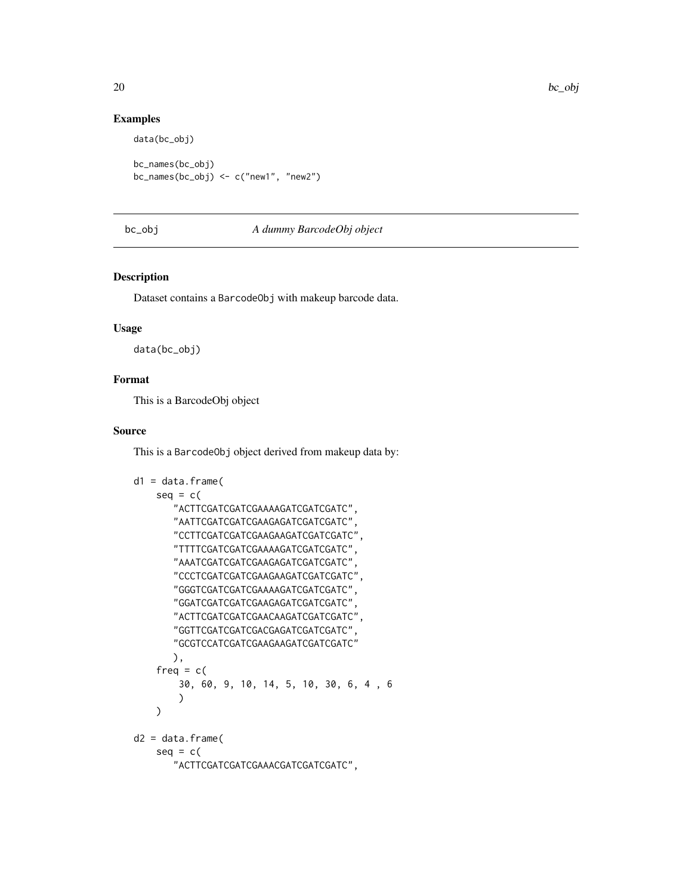### Examples

```
data(bc_obj)

bc_names(bc_obj)
bc_names(bc_obj) <- c("new1", "new2")
```

---

## bc_obj *A dummy BarcodeObj object*

### Description

Dataset contains a `BarcodeObj` with makeup barcode data.

### Usage

```
data(bc_obj)
```

### Format

This is a BarcodeObj object

### Source

This is a `BarcodeObj` object derived from makeup data by:

```
d1 = data.frame(
    seq = c(
       "ACTTCGATCGATCGAAAAGATCGATCGATC",
       "AATTCGATCGATCGAAGAGATCGATCGATC",
       "CCTTCGATCGATCGAAGAAGATCGATCGATC",
       "TTTTCGATCGATCGAAAAGATCGATCGATC",
       "AAATCGATCGATCGAAGAGATCGATCGATC",
       "CCCTCGATCGATCGAAGAAGATCGATCGATC",
       "GGGTCGATCGATCGAAAAGATCGATCGATC",
       "GGATCGATCGATCGAAGAGATCGATCGATC",
       "ACTTCGATCGATCGAACAAGATCGATCGATC",
       "GGTTCGATCGATCGACGAGATCGATCGATC",
       "GCGTCCATCGATCGAAGAAGATCGATCGATC"
       ),
    freq = c(
        30, 60, 9, 10, 14, 5, 10, 30, 6, 4 , 6
        )
    )

d2 = data.frame(
    seq = c(
       "ACTTCGATCGATCGAAACGATCGATCGATC",
```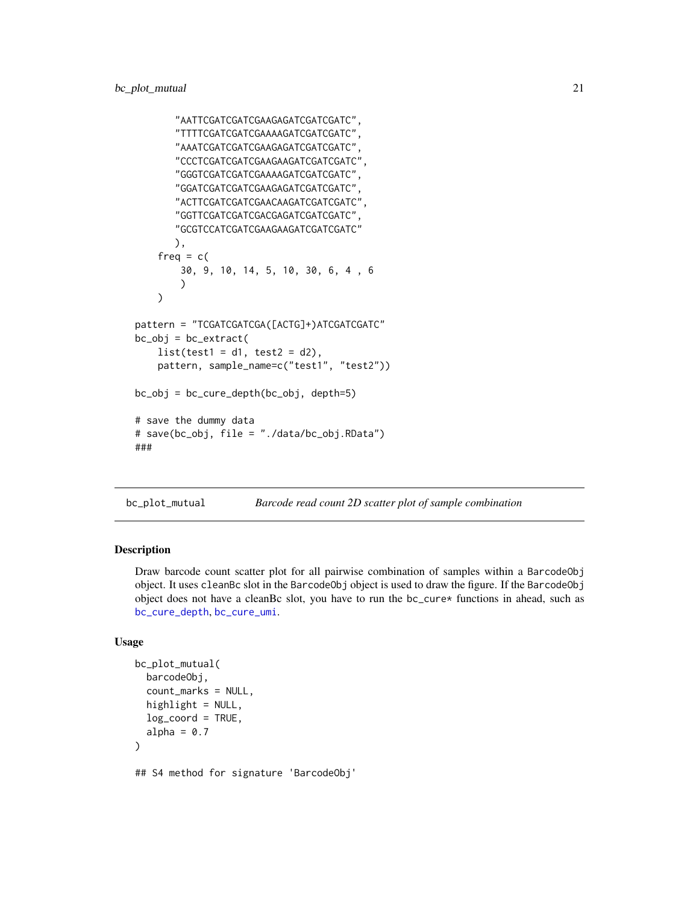```
        "AATTCGATCGATCGAAGAGATCGATCGATC",
        "TTTTCGATCGATCGAAAAGATCGATCGATC",
        "AAATCGATCGATCGAAGAGATCGATCGATC",
        "CCCTCGATCGATCGAAGAAGATCGATCGATC",
        "GGGTCGATCGATCGAAAAGATCGATCGATC",
        "GGATCGATCGATCGAAGAGATCGATCGATC",
        "ACTTCGATCGATCGAACAAGATCGATCGATC",
        "GGTTCGATCGATCGACGAGATCGATCGATC",
        "GCGTCCATCGATCGAAGAAGATCGATCGATC"
        ),
    freq = c(
        30, 9, 10, 14, 5, 10, 30, 6, 4 , 6
        )
    )

pattern = "TCGATCGATCGA([ACTG]+)ATCGATCGATC"
bc_obj = bc_extract(
    list(test1 = d1, test2 = d2),
    pattern, sample_name=c("test1", "test2"))

bc_obj = bc_cure_depth(bc_obj, depth=5)

# save the dummy data
# save(bc_obj, file = "./data/bc_obj.RData")
###
```

## bc_plot_mutual — *Barcode read count 2D scatter plot of sample combination*

### Description

Draw barcode count scatter plot for all pairwise combination of samples within a `BarcodeObj` object. It uses `cleanBc` slot in the `BarcodeObj` object is used to draw the figure. If the `BarcodeObj` object does not have a cleanBc slot, you have to run the `bc_cure*` functions in ahead, such as `bc_cure_depth`, `bc_cure_umi`.

### Usage

```
bc_plot_mutual(
  barcodeObj,
  count_marks = NULL,
  highlight = NULL,
  log_coord = TRUE,
  alpha = 0.7
)

## S4 method for signature 'BarcodeObj'
```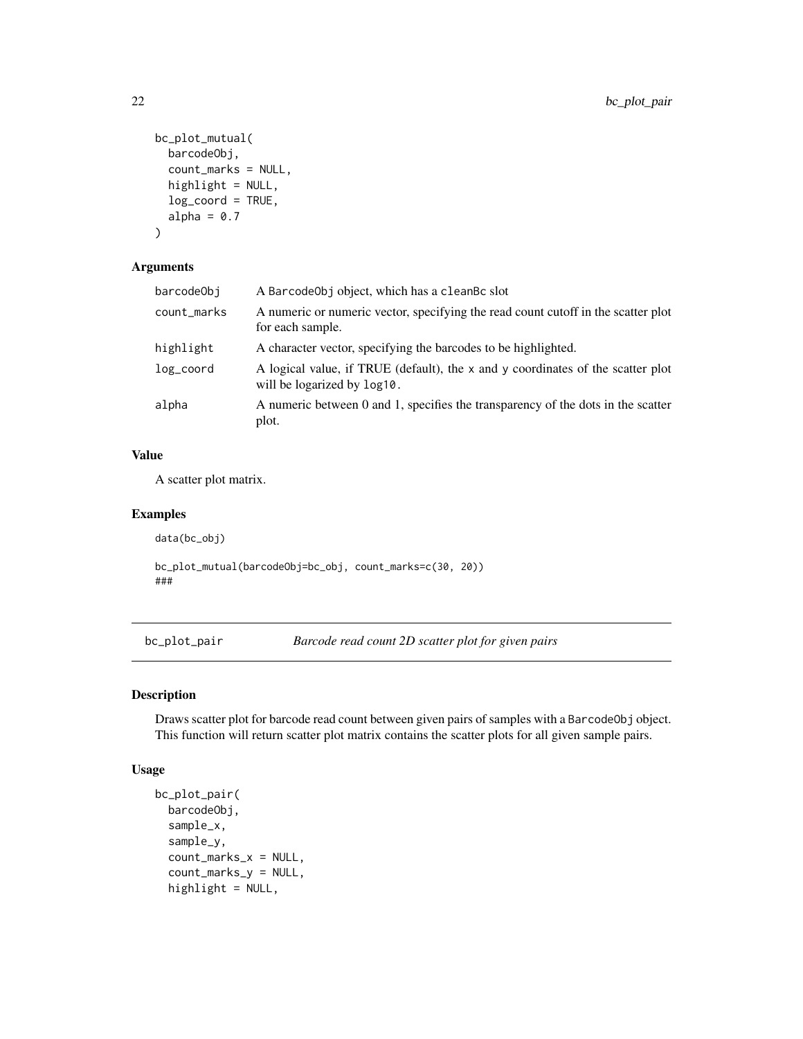```
bc_plot_mutual(
  barcodeObj,
  count_marks = NULL,
  highlight = NULL,
  log_coord = TRUE,
  alpha = 0.7
)
```

### Arguments

| | |
|---|---|
| barcodeObj | A BarcodeObj object, which has a cleanBc slot |
| count_marks | A numeric or numeric vector, specifying the read count cutoff in the scatter plot for each sample. |
| highlight | A character vector, specifying the barcodes to be highlighted. |
| log_coord | A logical value, if TRUE (default), the x and y coordinates of the scatter plot will be logarized by log10. |
| alpha | A numeric between 0 and 1, specifies the transparency of the dots in the scatter plot. |

### Value

A scatter plot matrix.

### Examples

```
data(bc_obj)

bc_plot_mutual(barcodeObj=bc_obj, count_marks=c(30, 20))
###
```

---

## bc_plot_pair — *Barcode read count 2D scatter plot for given pairs*

### Description

Draws scatter plot for barcode read count between given pairs of samples with a BarcodeObj object. This function will return scatter plot matrix contains the scatter plots for all given sample pairs.

### Usage

```
bc_plot_pair(
  barcodeObj,
  sample_x,
  sample_y,
  count_marks_x = NULL,
  count_marks_y = NULL,
  highlight = NULL,
```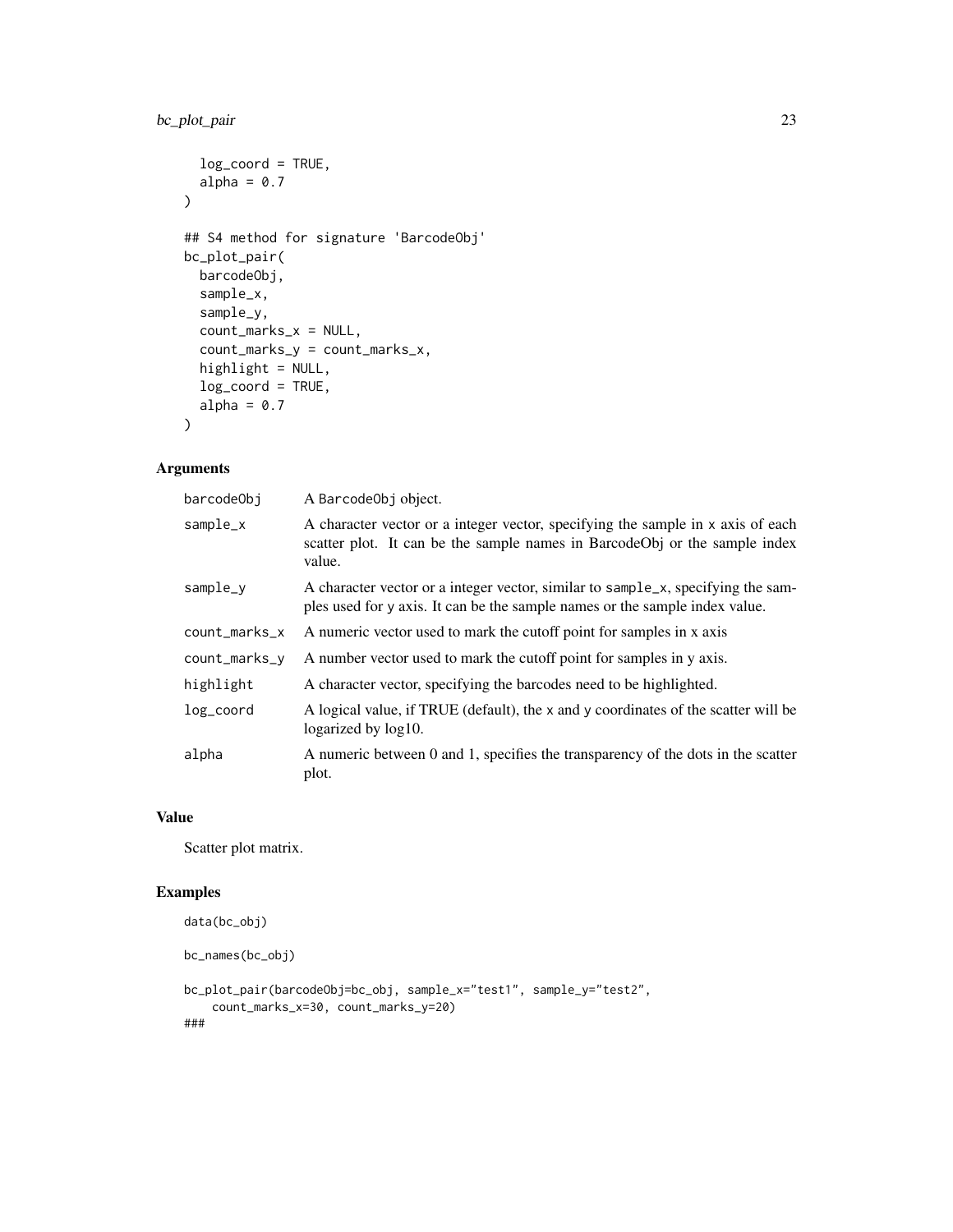```
  log_coord = TRUE,
  alpha = 0.7
)

## S4 method for signature 'BarcodeObj'
bc_plot_pair(
  barcodeObj,
  sample_x,
  sample_y,
  count_marks_x = NULL,
  count_marks_y = count_marks_x,
  highlight = NULL,
  log_coord = TRUE,
  alpha = 0.7
)
```

## Arguments

| | |
|---|---|
| barcodeObj | A BarcodeObj object. |
| sample_x | A character vector or a integer vector, specifying the sample in x axis of each scatter plot. It can be the sample names in BarcodeObj or the sample index value. |
| sample_y | A character vector or a integer vector, similar to sample_x, specifying the samples used for y axis. It can be the sample names or the sample index value. |
| count_marks_x | A numeric vector used to mark the cutoff point for samples in x axis |
| count_marks_y | A number vector used to mark the cutoff point for samples in y axis. |
| highlight | A character vector, specifying the barcodes need to be highlighted. |
| log_coord | A logical value, if TRUE (default), the x and y coordinates of the scatter will be logarized by log10. |
| alpha | A numeric between 0 and 1, specifies the transparency of the dots in the scatter plot. |

## Value

Scatter plot matrix.

## Examples

```
data(bc_obj)

bc_names(bc_obj)

bc_plot_pair(barcodeObj=bc_obj, sample_x="test1", sample_y="test2",
    count_marks_x=30, count_marks_y=20)
###
```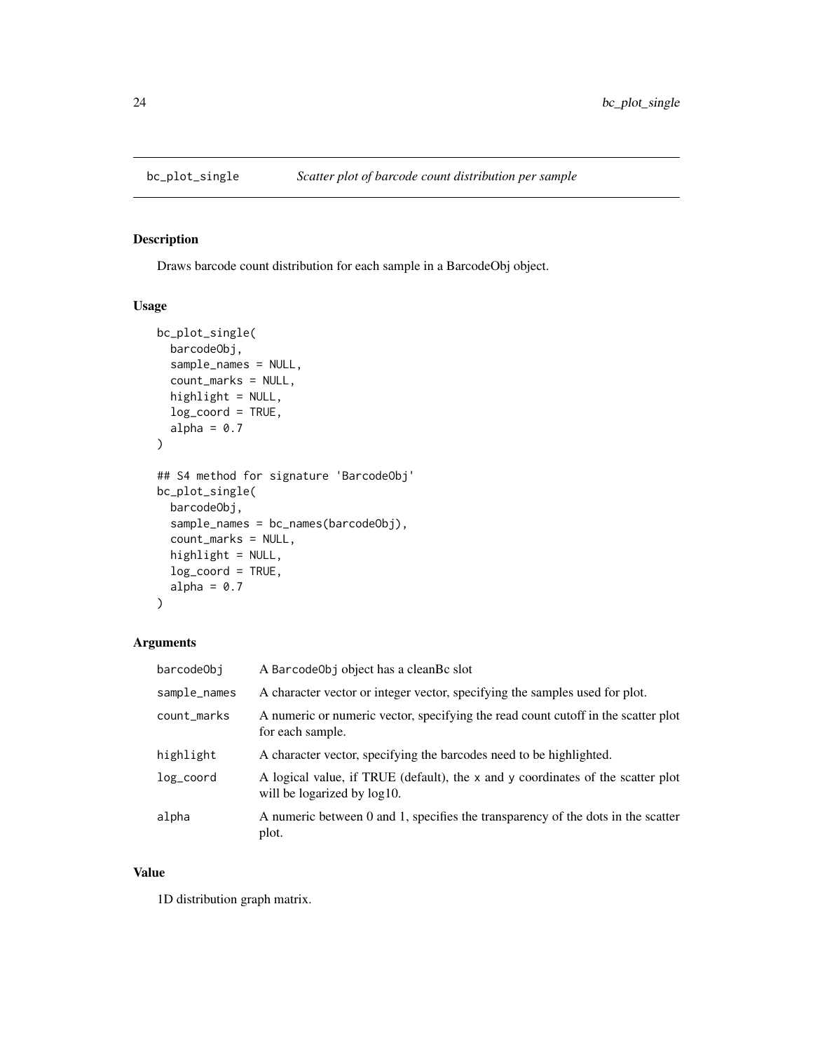# bc_plot_single — *Scatter plot of barcode count distribution per sample*

## Description

Draws barcode count distribution for each sample in a BarcodeObj object.

## Usage

```
bc_plot_single(
  barcodeObj,
  sample_names = NULL,
  count_marks = NULL,
  highlight = NULL,
  log_coord = TRUE,
  alpha = 0.7
)

## S4 method for signature 'BarcodeObj'
bc_plot_single(
  barcodeObj,
  sample_names = bc_names(barcodeObj),
  count_marks = NULL,
  highlight = NULL,
  log_coord = TRUE,
  alpha = 0.7
)
```

## Arguments

| | |
|---|---|
| barcodeObj | A BarcodeObj object has a cleanBc slot |
| sample_names | A character vector or integer vector, specifying the samples used for plot. |
| count_marks | A numeric or numeric vector, specifying the read count cutoff in the scatter plot for each sample. |
| highlight | A character vector, specifying the barcodes need to be highlighted. |
| log_coord | A logical value, if TRUE (default), the x and y coordinates of the scatter plot will be logarized by log10. |
| alpha | A numeric between 0 and 1, specifies the transparency of the dots in the scatter plot. |

## Value

1D distribution graph matrix.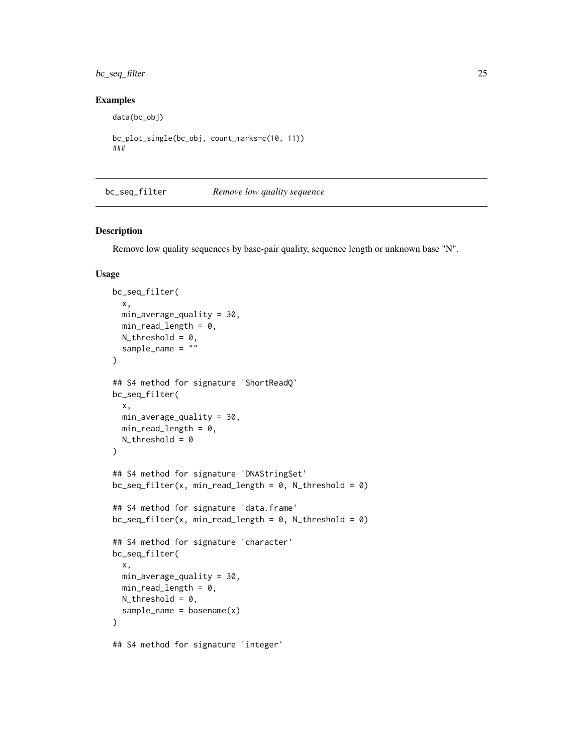## Examples

```
data(bc_obj)

bc_plot_single(bc_obj, count_marks=c(10, 11))
###
```

---

bc_seq_filter *Remove low quality sequence*

---

### Description

Remove low quality sequences by base-pair quality, sequence length or unknown base "N".

### Usage

```
bc_seq_filter(
  x,
  min_average_quality = 30,
  min_read_length = 0,
  N_threshold = 0,
  sample_name = ""
)

## S4 method for signature 'ShortReadQ'
bc_seq_filter(
  x,
  min_average_quality = 30,
  min_read_length = 0,
  N_threshold = 0
)

## S4 method for signature 'DNAStringSet'
bc_seq_filter(x, min_read_length = 0, N_threshold = 0)

## S4 method for signature 'data.frame'
bc_seq_filter(x, min_read_length = 0, N_threshold = 0)

## S4 method for signature 'character'
bc_seq_filter(
  x,
  min_average_quality = 30,
  min_read_length = 0,
  N_threshold = 0,
  sample_name = basename(x)
)

## S4 method for signature 'integer'
```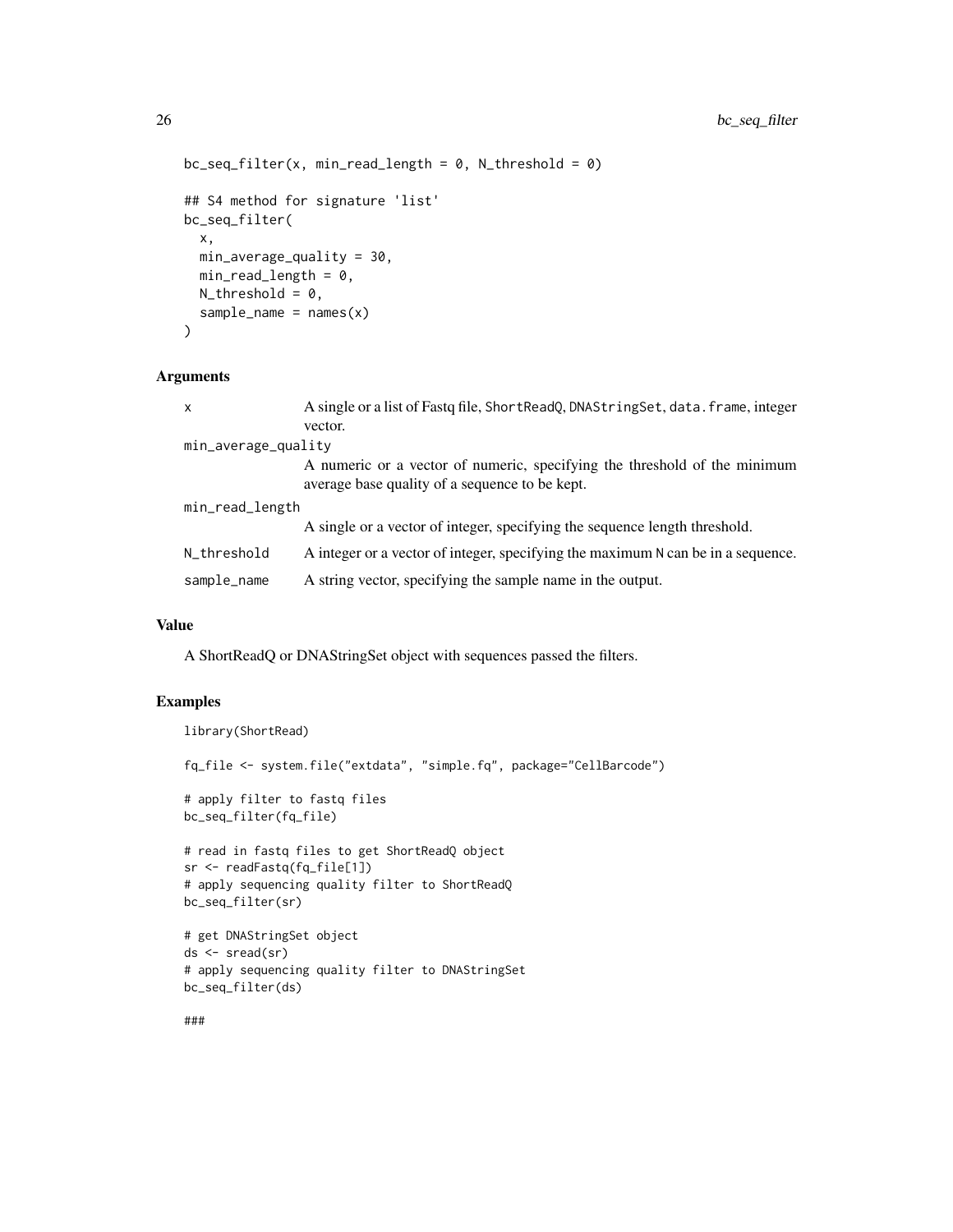```
bc_seq_filter(x, min_read_length = 0, N_threshold = 0)

## S4 method for signature 'list'
bc_seq_filter(
  x,
  min_average_quality = 30,
  min_read_length = 0,
  N_threshold = 0,
  sample_name = names(x)
)
```

## Arguments

| | |
|---|---|
| x | A single or a list of Fastq file, ShortReadQ, DNAStringSet, data.frame, integer vector. |
| min_average_quality | A numeric or a vector of numeric, specifying the threshold of the minimum average base quality of a sequence to be kept. |
| min_read_length | A single or a vector of integer, specifying the sequence length threshold. |
| N_threshold | A integer or a vector of integer, specifying the maximum N can be in a sequence. |
| sample_name | A string vector, specifying the sample name in the output. |

## Value

A ShortReadQ or DNAStringSet object with sequences passed the filters.

## Examples

```
library(ShortRead)

fq_file <- system.file("extdata", "simple.fq", package="CellBarcode")

# apply filter to fastq files
bc_seq_filter(fq_file)

# read in fastq files to get ShortReadQ object
sr <- readFastq(fq_file[1])
# apply sequencing quality filter to ShortReadQ
bc_seq_filter(sr)

# get DNAStringSet object
ds <- sread(sr)
# apply sequencing quality filter to DNAStringSet
bc_seq_filter(ds)

###
```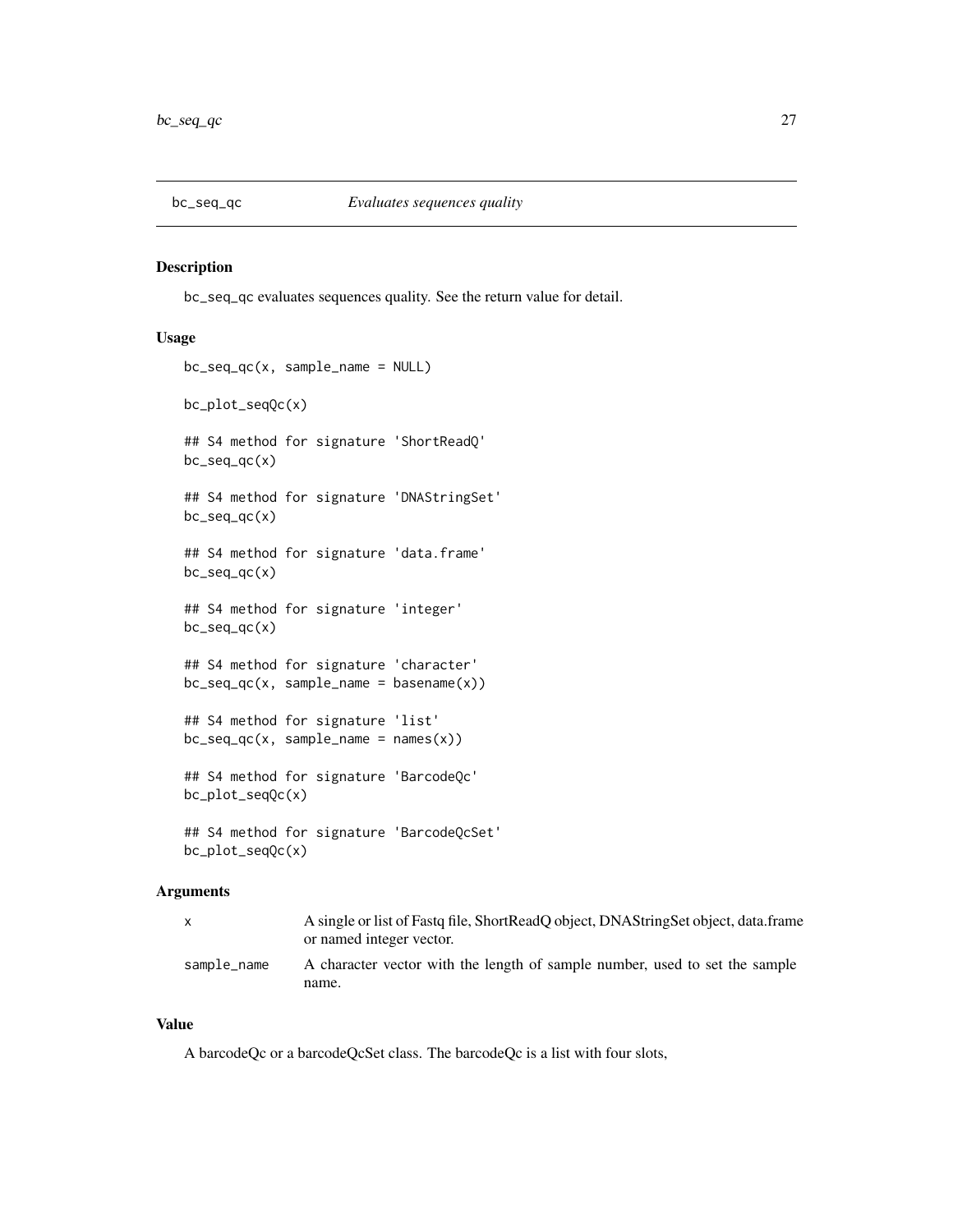## bc_seq_qc *Evaluates sequences quality*

### Description

bc_seq_qc evaluates sequences quality. See the return value for detail.

### Usage

```
bc_seq_qc(x, sample_name = NULL)

bc_plot_seqQc(x)

## S4 method for signature 'ShortReadQ'
bc_seq_qc(x)

## S4 method for signature 'DNAStringSet'
bc_seq_qc(x)

## S4 method for signature 'data.frame'
bc_seq_qc(x)

## S4 method for signature 'integer'
bc_seq_qc(x)

## S4 method for signature 'character'
bc_seq_qc(x, sample_name = basename(x))

## S4 method for signature 'list'
bc_seq_qc(x, sample_name = names(x))

## S4 method for signature 'BarcodeQc'
bc_plot_seqQc(x)

## S4 method for signature 'BarcodeQcSet'
bc_plot_seqQc(x)
```

### Arguments

| | |
|---|---|
| x | A single or list of Fastq file, ShortReadQ object, DNAStringSet object, data.frame or named integer vector. |
| sample_name | A character vector with the length of sample number, used to set the sample name. |

### Value

A barcodeQc or a barcodeQcSet class. The barcodeQc is a list with four slots,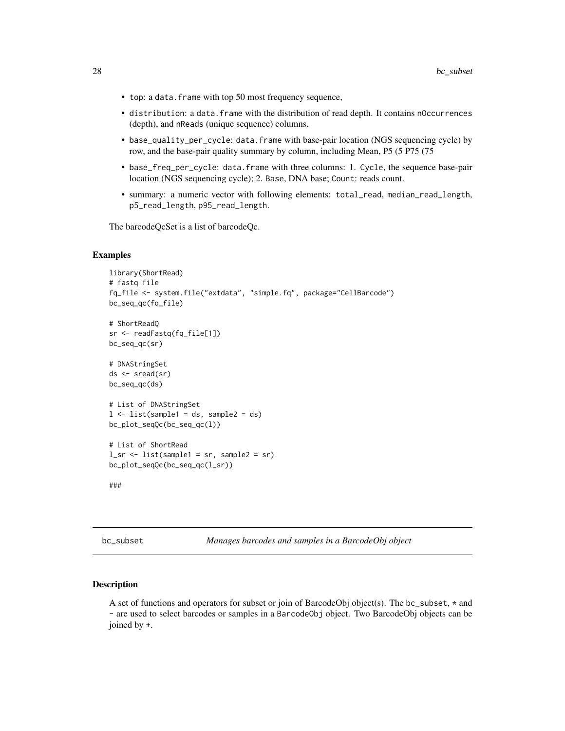- top: a data.frame with top 50 most frequency sequence,
- distribution: a data.frame with the distribution of read depth. It contains nOccurrences (depth), and nReads (unique sequence) columns.
- base_quality_per_cycle: data.frame with base-pair location (NGS sequencing cycle) by row, and the base-pair quality summary by column, including Mean, P5 (5 P75 (75
- base_freq_per_cycle: data.frame with three columns: 1. Cycle, the sequence base-pair location (NGS sequencing cycle); 2. Base, DNA base; Count: reads count.
- summary: a numeric vector with following elements: total_read, median_read_length, p5_read_length, p95_read_length.

The barcodeQcSet is a list of barcodeQc.

## Examples

```
library(ShortRead)
# fastq file
fq_file <- system.file("extdata", "simple.fq", package="CellBarcode")
bc_seq_qc(fq_file)

# ShortReadQ
sr <- readFastq(fq_file[1])
bc_seq_qc(sr)

# DNAStringSet
ds <- sread(sr)
bc_seq_qc(ds)

# List of DNAStringSet
l <- list(sample1 = ds, sample2 = ds)
bc_plot_seqQc(bc_seq_qc(l))

# List of ShortRead
l_sr <- list(sample1 = sr, sample2 = sr)
bc_plot_seqQc(bc_seq_qc(l_sr))

###
```

---

# bc_subset    *Manages barcodes and samples in a BarcodeObj object*

## Description

A set of functions and operators for subset or join of BarcodeObj object(s). The bc_subset, * and - are used to select barcodes or samples in a BarcodeObj object. Two BarcodeObj objects can be joined by +.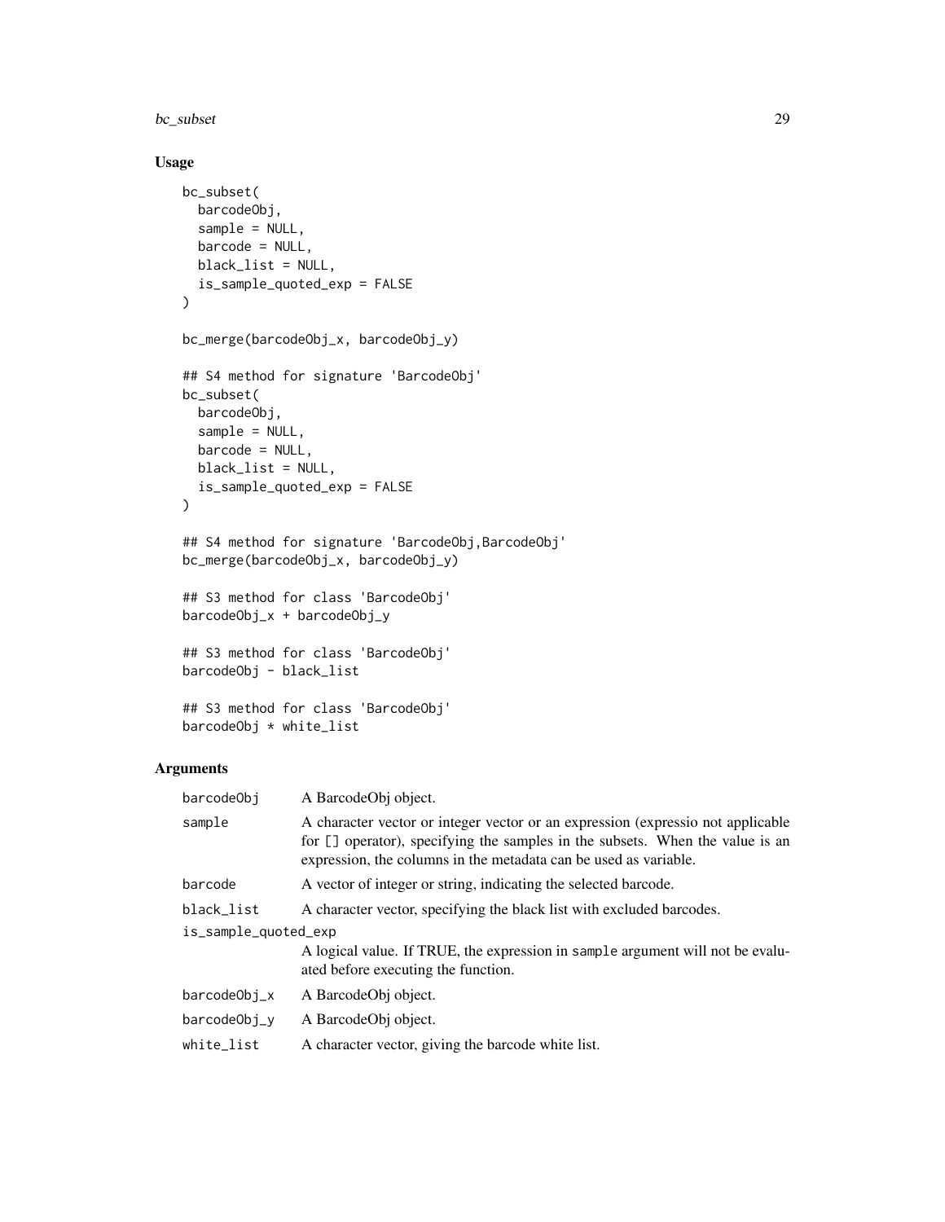## Usage

```
bc_subset(
  barcodeObj,
  sample = NULL,
  barcode = NULL,
  black_list = NULL,
  is_sample_quoted_exp = FALSE
)

bc_merge(barcodeObj_x, barcodeObj_y)

## S4 method for signature 'BarcodeObj'
bc_subset(
  barcodeObj,
  sample = NULL,
  barcode = NULL,
  black_list = NULL,
  is_sample_quoted_exp = FALSE
)

## S4 method for signature 'BarcodeObj,BarcodeObj'
bc_merge(barcodeObj_x, barcodeObj_y)

## S3 method for class 'BarcodeObj'
barcodeObj_x + barcodeObj_y

## S3 method for class 'BarcodeObj'
barcodeObj - black_list

## S3 method for class 'BarcodeObj'
barcodeObj * white_list
```

## Arguments

| | |
|---|---|
| barcodeObj | A BarcodeObj object. |
| sample | A character vector or integer vector or an expression (expressio not applicable for [] operator), specifying the samples in the subsets. When the value is an expression, the columns in the metadata can be used as variable. |
| barcode | A vector of integer or string, indicating the selected barcode. |
| black_list | A character vector, specifying the black list with excluded barcodes. |
| is_sample_quoted_exp | A logical value. If TRUE, the expression in sample argument will not be evaluated before executing the function. |
| barcodeObj_x | A BarcodeObj object. |
| barcodeObj_y | A BarcodeObj object. |
| white_list | A character vector, giving the barcode white list. |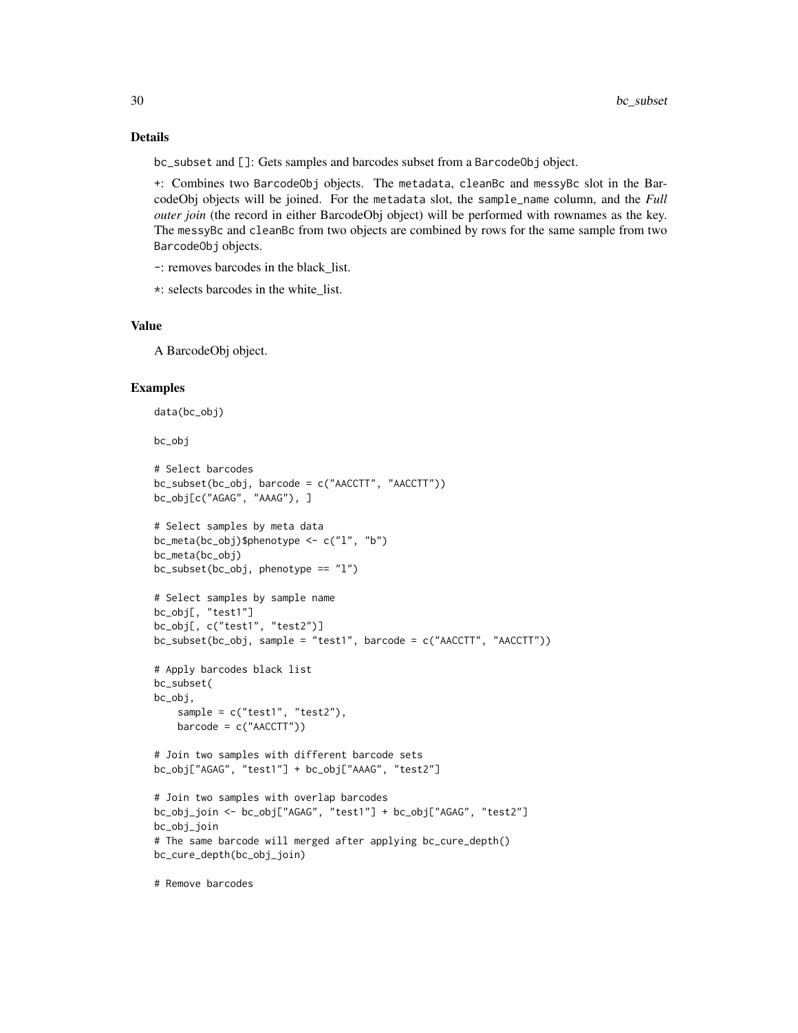## Details

bc_subset and []: Gets samples and barcodes subset from a BarcodeObj object.

+: Combines two BarcodeObj objects. The metadata, cleanBc and messyBc slot in the BarcodeObj objects will be joined. For the metadata slot, the sample_name column, and the *Full outer join* (the record in either BarcodeObj object) will be performed with rownames as the key. The messyBc and cleanBc from two objects are combined by rows for the same sample from two BarcodeObj objects.

-: removes barcodes in the black_list.

*: selects barcodes in the white_list.

## Value

A BarcodeObj object.

## Examples

```
data(bc_obj)

bc_obj

# Select barcodes
bc_subset(bc_obj, barcode = c("AACCTT", "AACCTT"))
bc_obj[c("AGAG", "AAAG"), ]

# Select samples by meta data
bc_meta(bc_obj)$phenotype <- c("l", "b")
bc_meta(bc_obj)
bc_subset(bc_obj, phenotype == "l")

# Select samples by sample name
bc_obj[, "test1"]
bc_obj[, c("test1", "test2")]
bc_subset(bc_obj, sample = "test1", barcode = c("AACCTT", "AACCTT"))

# Apply barcodes black list
bc_subset(
bc_obj,
    sample = c("test1", "test2"),
    barcode = c("AACCTT"))

# Join two samples with different barcode sets
bc_obj["AGAG", "test1"] + bc_obj["AAAG", "test2"]

# Join two samples with overlap barcodes
bc_obj_join <- bc_obj["AGAG", "test1"] + bc_obj["AGAG", "test2"]
bc_obj_join
# The same barcode will merged after applying bc_cure_depth()
bc_cure_depth(bc_obj_join)

# Remove barcodes
```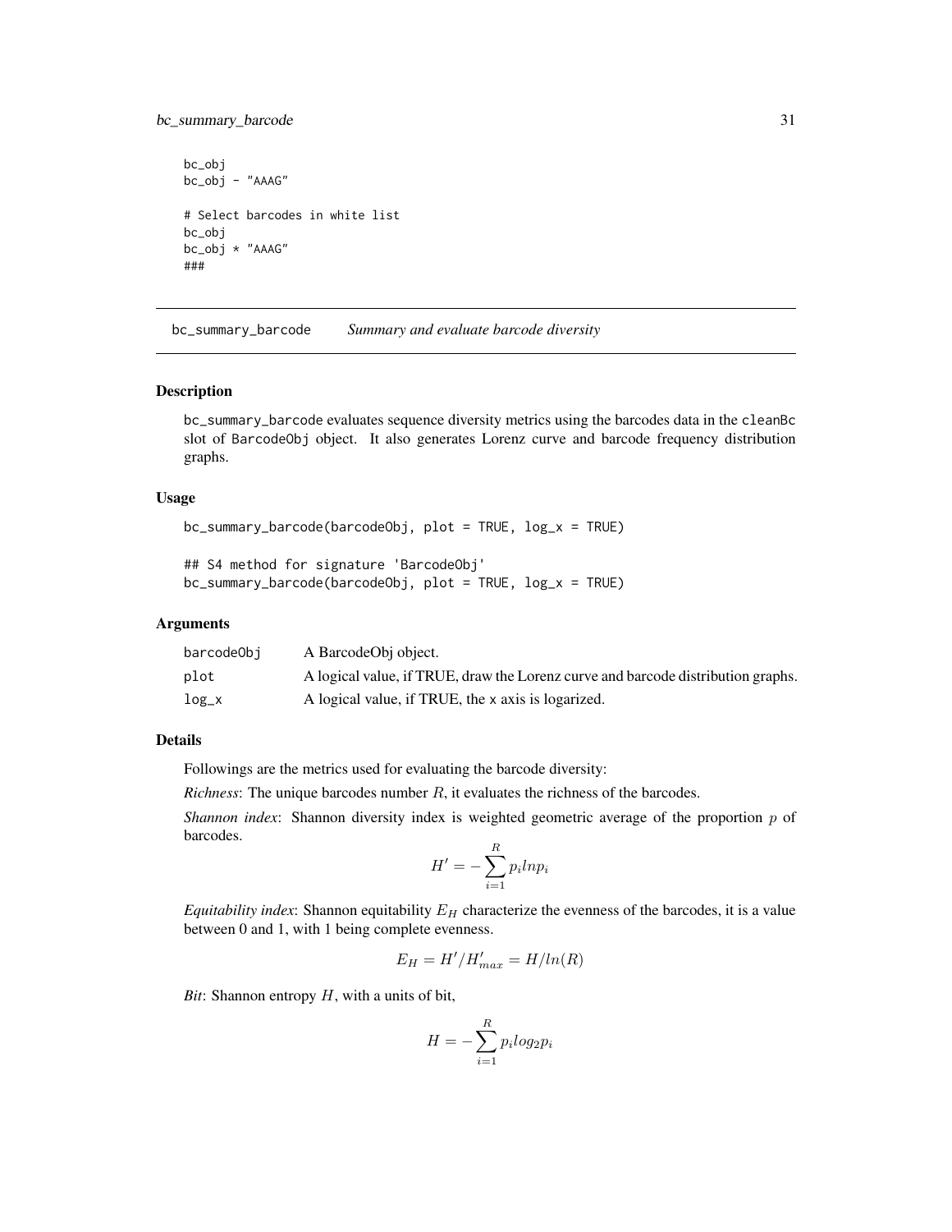```
bc_obj
bc_obj - "AAAG"

# Select barcodes in white list
bc_obj
bc_obj * "AAAG"
###
```

## bc_summary_barcode    *Summary and evaluate barcode diversity*

### Description

bc_summary_barcode evaluates sequence diversity metrics using the barcodes data in the cleanBc slot of BarcodeObj object. It also generates Lorenz curve and barcode frequency distribution graphs.

### Usage

```
bc_summary_barcode(barcodeObj, plot = TRUE, log_x = TRUE)

## S4 method for signature 'BarcodeObj'
bc_summary_barcode(barcodeObj, plot = TRUE, log_x = TRUE)
```

### Arguments

| | |
|---|---|
| barcodeObj | A BarcodeObj object. |
| plot | A logical value, if TRUE, draw the Lorenz curve and barcode distribution graphs. |
| log_x | A logical value, if TRUE, the x axis is logarized. |

### Details

Followings are the metrics used for evaluating the barcode diversity:

*Richness*: The unique barcodes number $R$, it evaluates the richness of the barcodes.

*Shannon index*: Shannon diversity index is weighted geometric average of the proportion $p$ of barcodes.

$$H' = -\sum_{i=1}^{R} p_i ln p_i$$

*Equitability index*: Shannon equitability $E_H$ characterize the evenness of the barcodes, it is a value between 0 and 1, with 1 being complete evenness.

$$E_H = H'/H'_{max} = H/ln(R)$$

*Bit*: Shannon entropy $H$, with a units of bit,

$$H = -\sum_{i=1}^{R} p_i log_2 p_i$$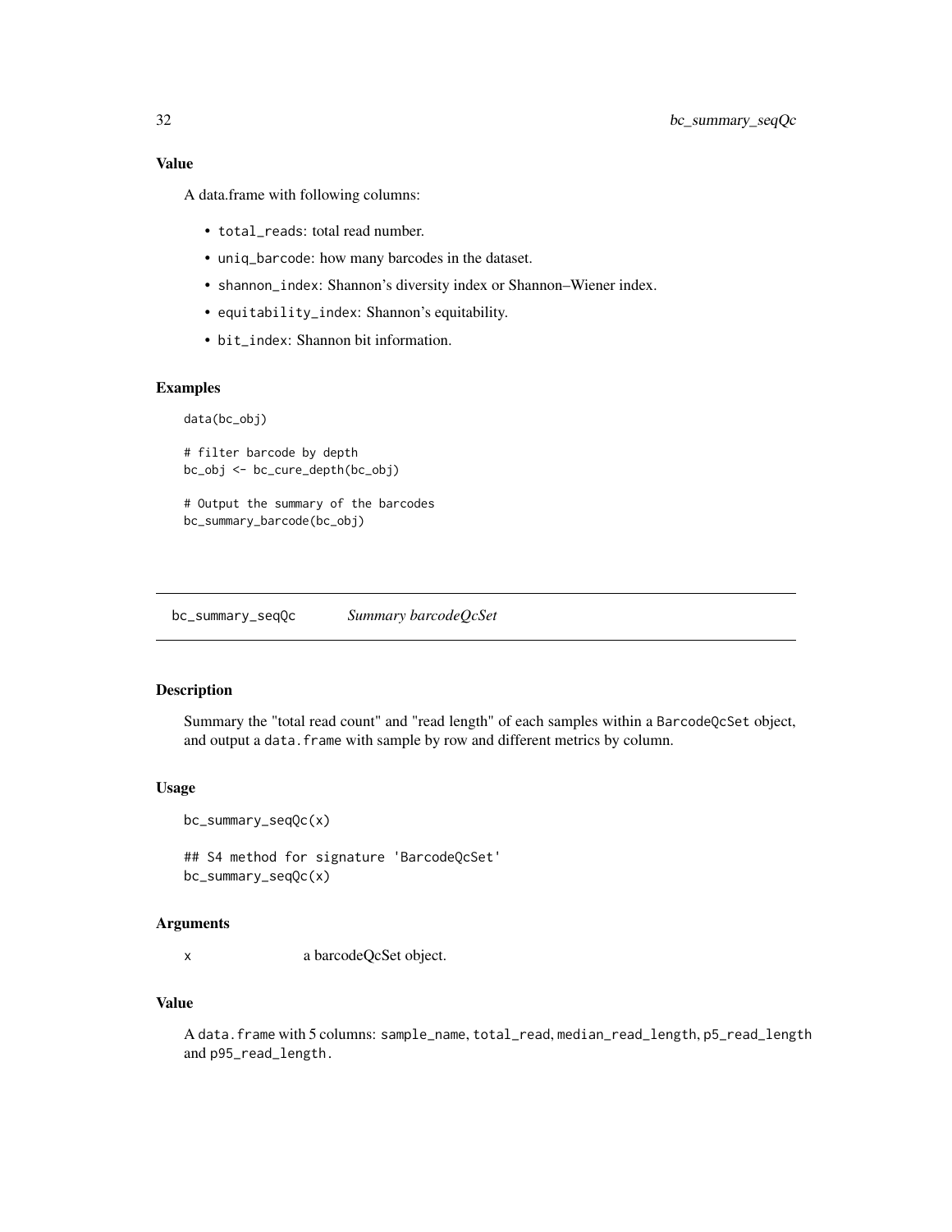### Value

A data.frame with following columns:

- `total_reads`: total read number.
- `uniq_barcode`: how many barcodes in the dataset.
- `shannon_index`: Shannon's diversity index or Shannon–Wiener index.
- `equitability_index`: Shannon's equitability.
- `bit_index`: Shannon bit information.

### Examples

```
data(bc_obj)

# filter barcode by depth
bc_obj <- bc_cure_depth(bc_obj)

# Output the summary of the barcodes
bc_summary_barcode(bc_obj)
```

---

## bc_summary_seqQc    *Summary barcodeQcSet*

---

### Description

Summary the "total read count" and "read length" of each samples within a `BarcodeQcSet` object, and output a `data.frame` with sample by row and different metrics by column.

### Usage

```
bc_summary_seqQc(x)

## S4 method for signature 'BarcodeQcSet'
bc_summary_seqQc(x)
```

### Arguments

| | |
|---|---|
| x | a barcodeQcSet object. |

### Value

A `data.frame` with 5 columns: `sample_name`, `total_read`, `median_read_length`, `p5_read_length` and `p95_read_length`.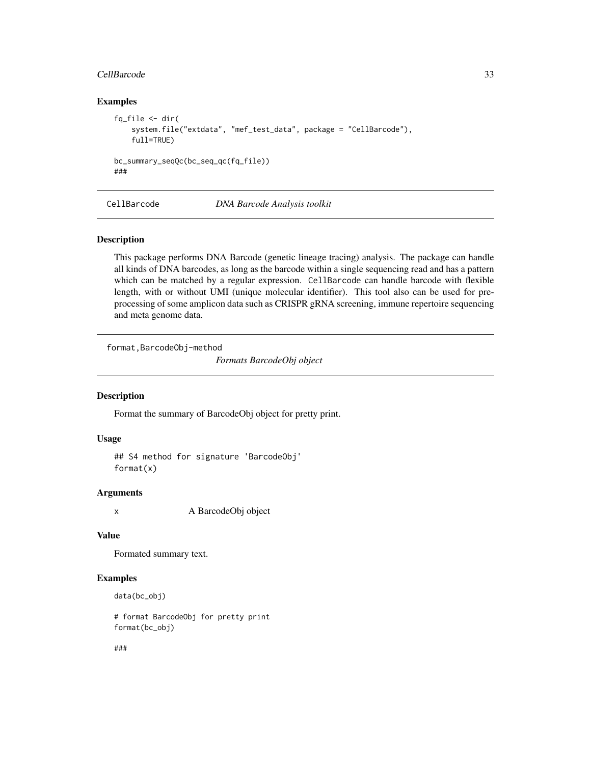### Examples

```
fq_file <- dir(
    system.file("extdata", "mef_test_data", package = "CellBarcode"),
    full=TRUE)

bc_summary_seqQc(bc_seq_qc(fq_file))
###
```

---

## CellBarcode *DNA Barcode Analysis toolkit*

### Description

This package performs DNA Barcode (genetic lineage tracing) analysis. The package can handle all kinds of DNA barcodes, as long as the barcode within a single sequencing read and has a pattern which can be matched by a regular expression. `CellBarcode` can handle barcode with flexible length, with or without UMI (unique molecular identifier). This tool also can be used for pre-processing of some amplicon data such as CRISPR gRNA screening, immune repertoire sequencing and meta genome data.

---

## format,BarcodeObj-method *Formats BarcodeObj object*

### Description

Format the summary of BarcodeObj object for pretty print.

### Usage

```
## S4 method for signature 'BarcodeObj'
format(x)
```

### Arguments

| | |
|---|---|
| x | A BarcodeObj object |

### Value

Formated summary text.

### Examples

```
data(bc_obj)

# format BarcodeObj for pretty print
format(bc_obj)

###
```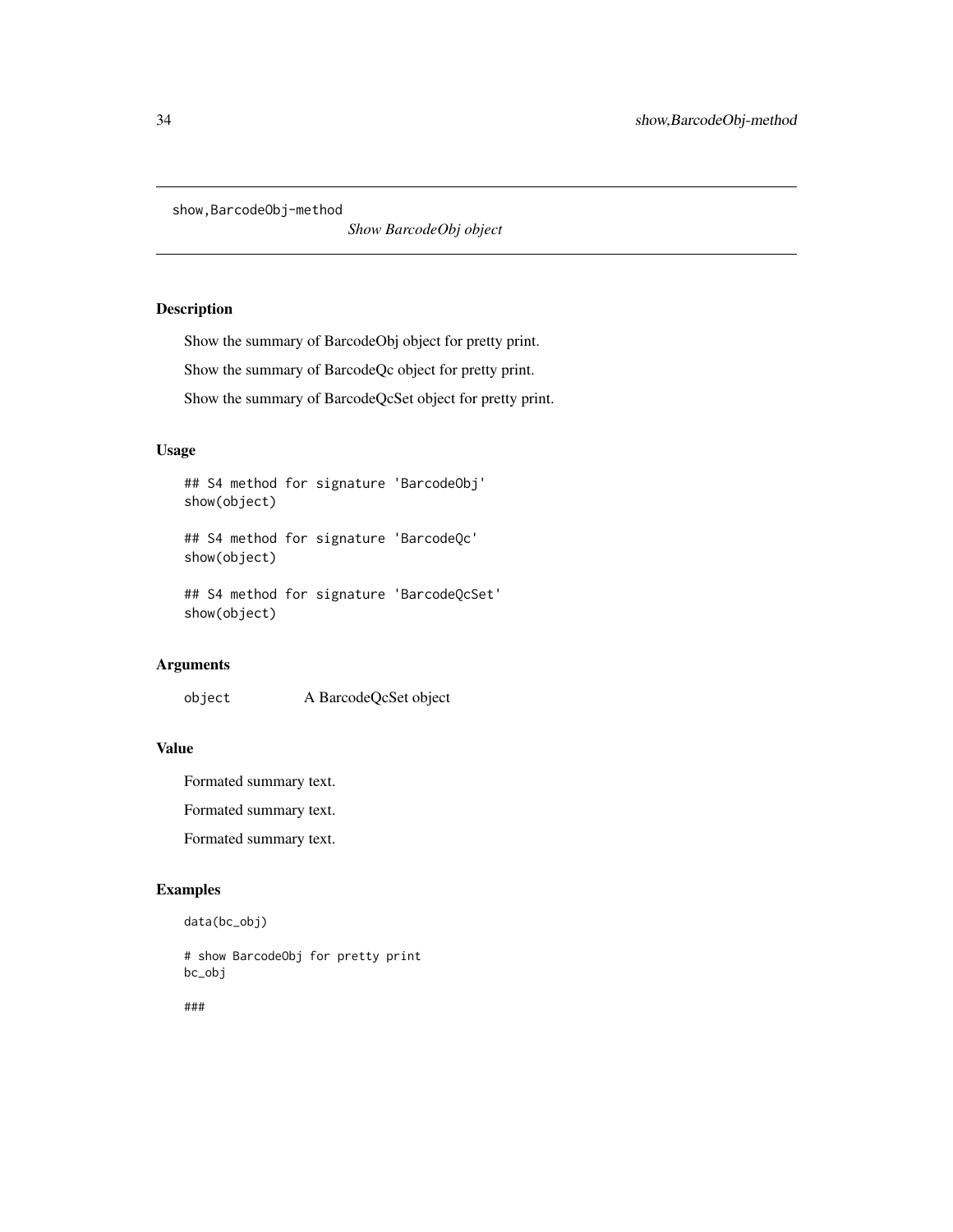`show,BarcodeObj-method` *Show BarcodeObj object*

## Description

Show the summary of BarcodeObj object for pretty print.

Show the summary of BarcodeQc object for pretty print.

Show the summary of BarcodeQcSet object for pretty print.

## Usage

```
## S4 method for signature 'BarcodeObj'
show(object)

## S4 method for signature 'BarcodeQc'
show(object)

## S4 method for signature 'BarcodeQcSet'
show(object)
```

## Arguments

| | |
|---|---|
| `object` | A BarcodeQcSet object |

## Value

Formated summary text.

Formated summary text.

Formated summary text.

## Examples

```
data(bc_obj)

# show BarcodeObj for pretty print
bc_obj

###
```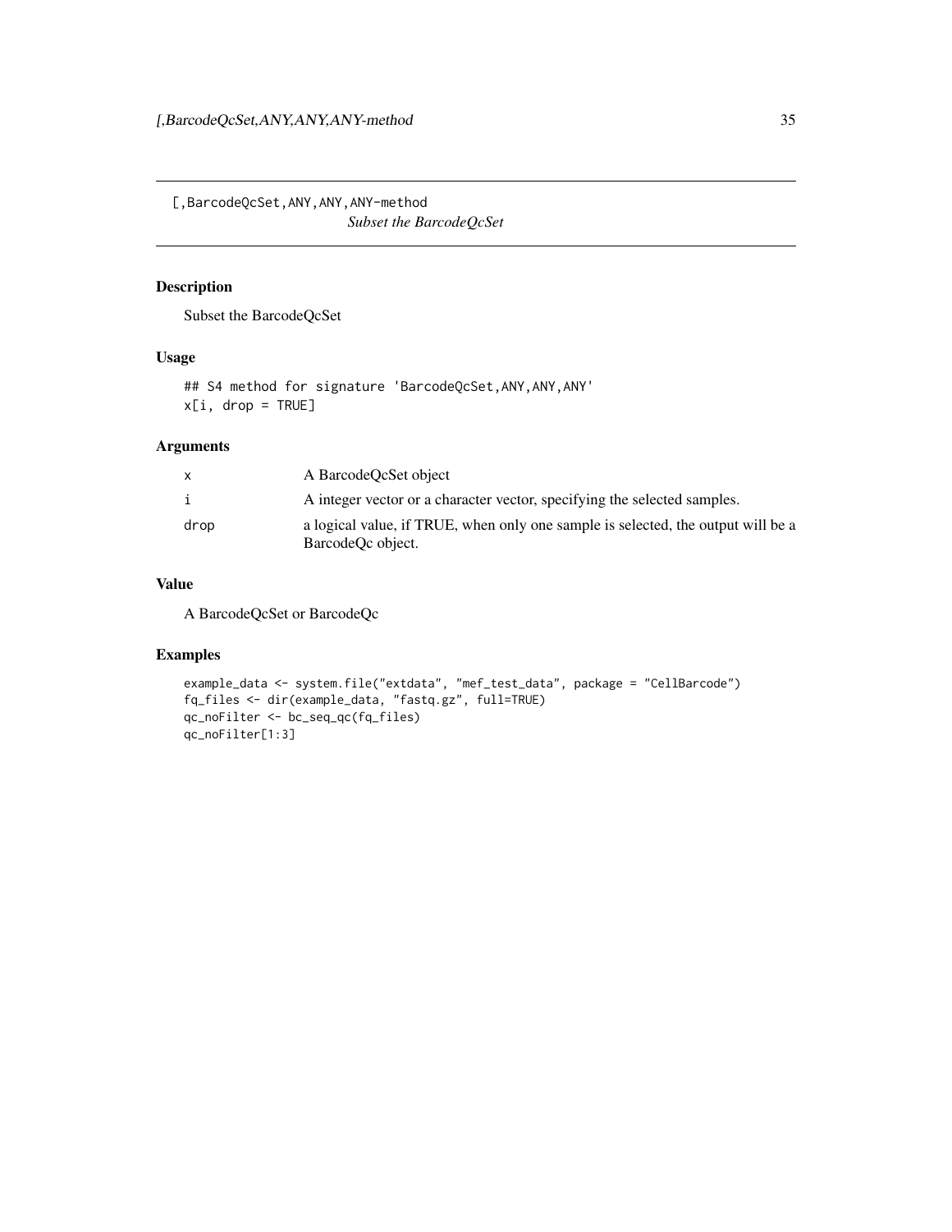## [,BarcodeQcSet,ANY,ANY,ANY-method

*Subset the BarcodeQcSet*

### Description

Subset the BarcodeQcSet

### Usage

```
## S4 method for signature 'BarcodeQcSet,ANY,ANY,ANY'
x[i, drop = TRUE]
```

### Arguments

| | |
|---|---|
| x | A BarcodeQcSet object |
| i | A integer vector or a character vector, specifying the selected samples. |
| drop | a logical value, if TRUE, when only one sample is selected, the output will be a BarcodeQc object. |

### Value

A BarcodeQcSet or BarcodeQc

### Examples

```
example_data <- system.file("extdata", "mef_test_data", package = "CellBarcode")
fq_files <- dir(example_data, "fastq.gz", full=TRUE)
qc_noFilter <- bc_seq_qc(fq_files)
qc_noFilter[1:3]
```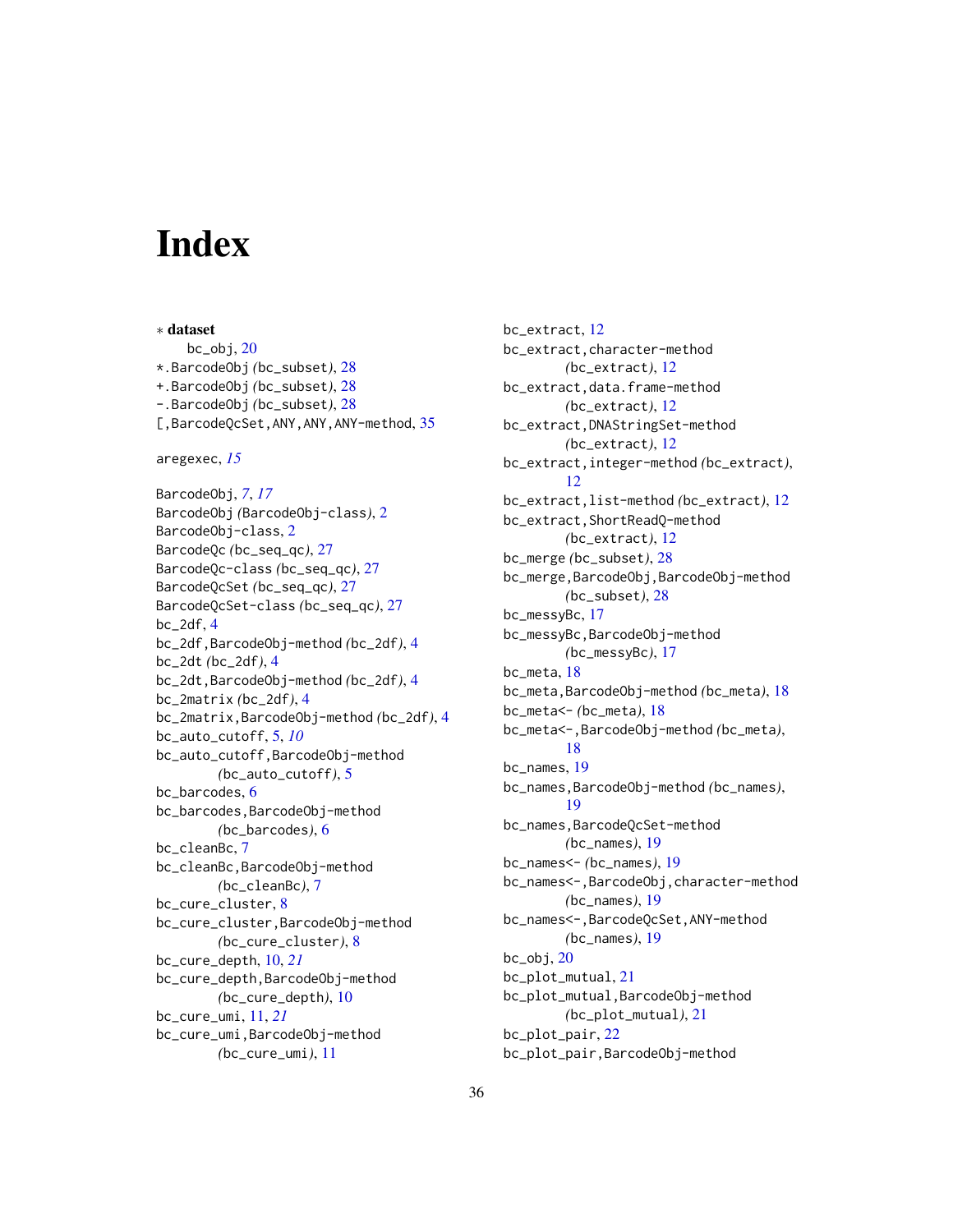# Index

∗ **dataset**
bc_obj, 20
*.BarcodeObj *(*bc_subset*)*, 28
+.BarcodeObj *(*bc_subset*)*, 28
-.BarcodeObj *(*bc_subset*)*, 28
[,BarcodeQcSet,ANY,ANY,ANY-method, 35

aregexec, *15*

BarcodeObj, 7, *17*
BarcodeObj *(*BarcodeObj-class*)*, 2
BarcodeObj-class, 2
BarcodeQc *(*bc_seq_qc*)*, 27
BarcodeQc-class *(*bc_seq_qc*)*, 27
BarcodeQcSet *(*bc_seq_qc*)*, 27
BarcodeQcSet-class *(*bc_seq_qc*)*, 27
bc_2df, 4
bc_2df,BarcodeObj-method *(*bc_2df*)*, 4
bc_2dt *(*bc_2df*)*, 4
bc_2dt,BarcodeObj-method *(*bc_2df*)*, 4
bc_2matrix *(*bc_2df*)*, 4
bc_2matrix,BarcodeObj-method *(*bc_2df*)*, 4
bc_auto_cutoff, 5, *10*
bc_auto_cutoff,BarcodeObj-method *(*bc_auto_cutoff*)*, 5
bc_barcodes, 6
bc_barcodes,BarcodeObj-method *(*bc_barcodes*)*, 6
bc_cleanBc, 7
bc_cleanBc,BarcodeObj-method *(*bc_cleanBc*)*, 7
bc_cure_cluster, 8
bc_cure_cluster,BarcodeObj-method *(*bc_cure_cluster*)*, 8
bc_cure_depth, 10, *21*
bc_cure_depth,BarcodeObj-method *(*bc_cure_depth*)*, 10
bc_cure_umi, 11, *21*
bc_cure_umi,BarcodeObj-method *(*bc_cure_umi*)*, 11
bc_extract, 12
bc_extract,character-method *(*bc_extract*)*, 12
bc_extract,data.frame-method *(*bc_extract*)*, 12
bc_extract,DNAStringSet-method *(*bc_extract*)*, 12
bc_extract,integer-method *(*bc_extract*)*, 12
bc_extract,list-method *(*bc_extract*)*, 12
bc_extract,ShortReadQ-method *(*bc_extract*)*, 12
bc_merge *(*bc_subset*)*, 28
bc_merge,BarcodeObj,BarcodeObj-method *(*bc_subset*)*, 28
bc_messyBc, 17
bc_messyBc,BarcodeObj-method *(*bc_messyBc*)*, 17
bc_meta, 18
bc_meta,BarcodeObj-method *(*bc_meta*)*, 18
bc_meta<- *(*bc_meta*)*, 18
bc_meta<-,BarcodeObj-method *(*bc_meta*)*, 18
bc_names, 19
bc_names,BarcodeObj-method *(*bc_names*)*, 19
bc_names,BarcodeQcSet-method *(*bc_names*)*, 19
bc_names<- *(*bc_names*)*, 19
bc_names<-,BarcodeObj,character-method *(*bc_names*)*, 19
bc_names<-,BarcodeQcSet,ANY-method *(*bc_names*)*, 19
bc_obj, 20
bc_plot_mutual, 21
bc_plot_mutual,BarcodeObj-method *(*bc_plot_mutual*)*, 21
bc_plot_pair, 22
bc_plot_pair,BarcodeObj-method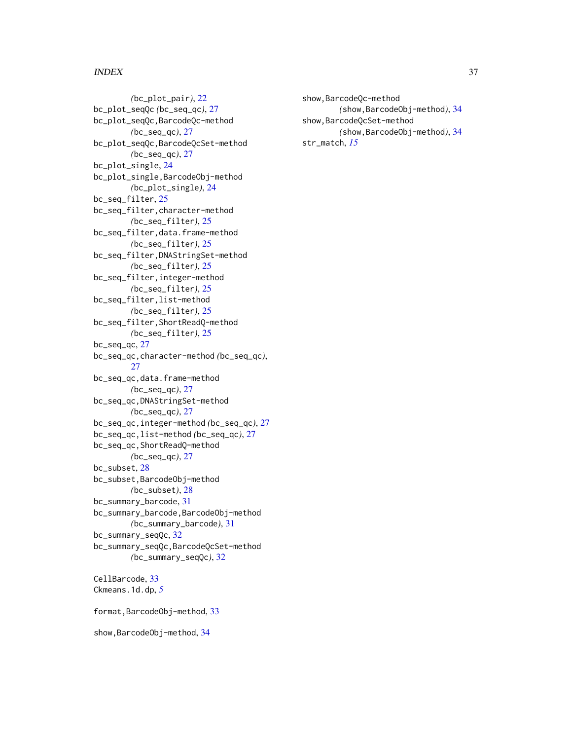(bc_plot_pair), 22
bc_plot_seqQc (bc_seq_qc), 27
bc_plot_seqQc,BarcodeQc-method
(bc_seq_qc), 27
bc_plot_seqQc,BarcodeQcSet-method
(bc_seq_qc), 27
bc_plot_single, 24
bc_plot_single,BarcodeObj-method
(bc_plot_single), 24
bc_seq_filter, 25
bc_seq_filter,character-method
(bc_seq_filter), 25
bc_seq_filter,data.frame-method
(bc_seq_filter), 25
bc_seq_filter,DNAStringSet-method
(bc_seq_filter), 25
bc_seq_filter,integer-method
(bc_seq_filter), 25
bc_seq_filter,list-method
(bc_seq_filter), 25
bc_seq_filter,ShortReadQ-method
(bc_seq_filter), 25
bc_seq_qc, 27
bc_seq_qc,character-method (bc_seq_qc),
27
bc_seq_qc,data.frame-method
(bc_seq_qc), 27
bc_seq_qc,DNAStringSet-method
(bc_seq_qc), 27
bc_seq_qc,integer-method (bc_seq_qc), 27
bc_seq_qc,list-method (bc_seq_qc), 27
bc_seq_qc,ShortReadQ-method
(bc_seq_qc), 27
bc_subset, 28
bc_subset,BarcodeObj-method
(bc_subset), 28
bc_summary_barcode, 31
bc_summary_barcode,BarcodeObj-method
(bc_summary_barcode), 31
bc_summary_seqQc, 32
bc_summary_seqQc,BarcodeQcSet-method
(bc_summary_seqQc), 32

CellBarcode, 33
Ckmeans.1d.dp, *5*

format,BarcodeObj-method, 33

show,BarcodeObj-method, 34
show,BarcodeQc-method
(show,BarcodeObj-method), 34
show,BarcodeQcSet-method
(show,BarcodeObj-method), 34
str_match, *15*